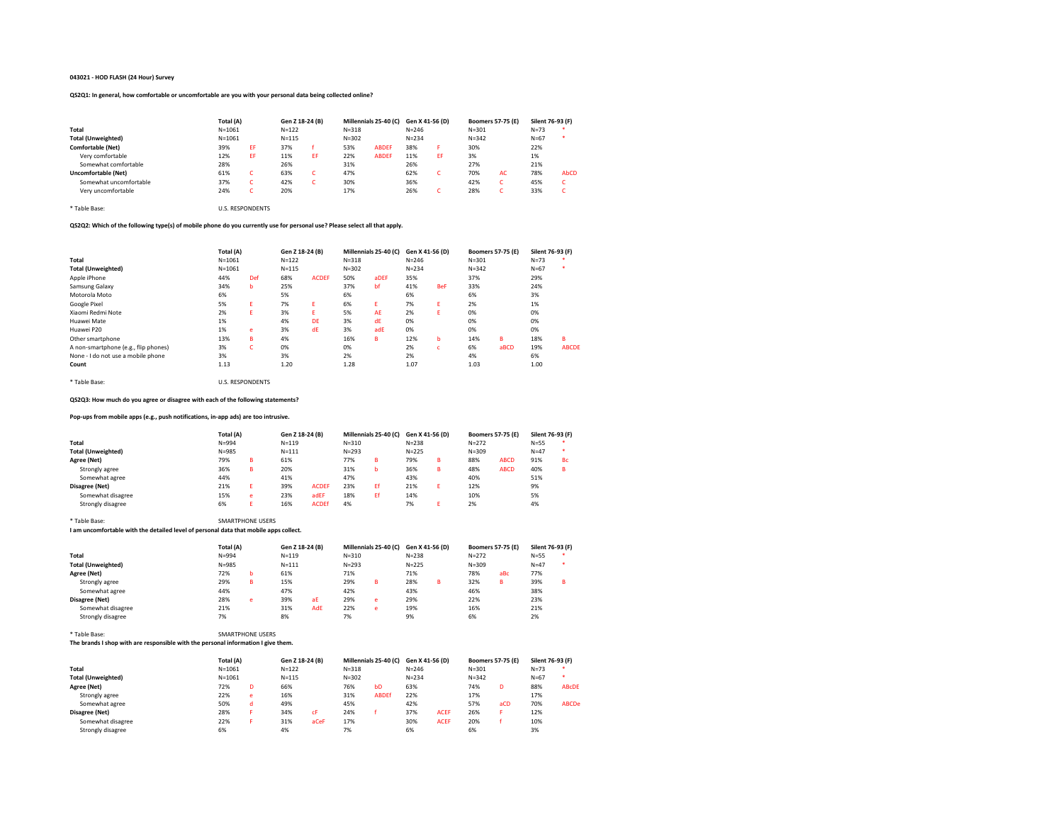**043021 - HOD FLASH (24 Hour) Survey**

**QS2Q1: In general, how comfortable or uncomfortable are you with your personal data being collected online?**

| | Total (A) | | Gen Z 18-24 (B) | | Millennials 25-40 (C) | | Gen X 41-56 (D) | | Boomers 57-75 (E) | | Silent 76-93 (F) | |
|---|---|---|---|---|---|---|---|---|---|---|---|---|
| **Total** | N=1061 | | N=122 | | N=318 | | N=246 | | N=301 | | N=73 | * |
| **Total (Unweighted)** | N=1061 | | N=115 | | N=302 | | N=234 | | N=342 | | N=67 | * |
| **Comfortable (Net)** | 39% | EF | 37% | f | 53% | ABDEF | 38% | F | 30% | | 22% | |
| Very comfortable | 12% | EF | 11% | EF | 22% | ABDEF | 11% | EF | 3% | | 1% | |
| Somewhat comfortable | 28% | | 26% | | 31% | | 26% | | 27% | | 21% | |
| **Uncomfortable (Net)** | 61% | C | 63% | C | 47% | | 62% | C | 70% | AC | 78% | AbCD |
| Somewhat uncomfortable | 37% | C | 42% | C | 30% | | 36% | | 42% | C | 45% | C |
| Very uncomfortable | 24% | C | 20% | | 17% | | 26% | C | 28% | C | 33% | C |

* Table Base: U.S. RESPONDENTS

**QS2Q2: Which of the following type(s) of mobile phone do you currently use for personal use? Please select all that apply.**

| | Total (A) | | Gen Z 18-24 (B) | | Millennials 25-40 (C) | | Gen X 41-56 (D) | | Boomers 57-75 (E) | | Silent 76-93 (F) | |
|---|---|---|---|---|---|---|---|---|---|---|---|---|
| **Total** | N=1061 | | N=122 | | N=318 | | N=246 | | N=301 | | N=73 | * |
| **Total (Unweighted)** | N=1061 | | N=115 | | N=302 | | N=234 | | N=342 | | N=67 | * |
| Apple iPhone | 44% | Def | 68% | ACDEF | 50% | aDEF | 35% | | 37% | | 29% | |
| Samsung Galaxy | 34% | b | 25% | | 37% | bf | 41% | BeF | 33% | | 24% | |
| Motorola Moto | 6% | | 5% | | 6% | | 6% | | 6% | | 3% | |
| Google Pixel | 5% | E | 7% | E | 6% | E | 7% | E | 2% | | 1% | |
| Xiaomi Redmi Note | 2% | E | 3% | E | 5% | AE | 2% | E | 0% | | 0% | |
| Huawei Mate | 1% | | 4% | DE | 3% | dE | 0% | | 0% | | 0% | |
| Huawei P20 | 1% | e | 3% | dE | 3% | adE | 0% | | 0% | | 0% | |
| Other smartphone | 13% | B | 4% | | 16% | B | 12% | b | 14% | B | 18% | B |
| A non-smartphone (e.g., flip phones) | 3% | C | 0% | | 0% | | 2% | c | 6% | aBCD | 19% | ABCDE |
| None - I do not use a mobile phone | 3% | | 3% | | 2% | | 2% | | 4% | | 6% | |
| **Count** | 1.13 | | 1.20 | | 1.28 | | 1.07 | | 1.03 | | 1.00 | |

* Table Base: U.S. RESPONDENTS

**QS2Q3: How much do you agree or disagree with each of the following statements?**

**Pop-ups from mobile apps (e.g., push notifications, in-app ads) are too intrusive.**

| | Total (A) | | Gen Z 18-24 (B) | | Millennials 25-40 (C) | | Gen X 41-56 (D) | | Boomers 57-75 (E) | | Silent 76-93 (F) | |
|---|---|---|---|---|---|---|---|---|---|---|---|---|
| **Total** | N=994 | | N=119 | | N=310 | | N=238 | | N=272 | | N=55 | * |
| **Total (Unweighted)** | N=985 | | N=111 | | N=293 | | N=225 | | N=309 | | N=47 | * |
| **Agree (Net)** | 79% | B | 61% | | 77% | B | 79% | B | 88% | ABCD | 91% | Bc |
| Strongly agree | 36% | B | 20% | | 31% | b | 36% | B | 48% | ABCD | 40% | B |
| Somewhat agree | 44% | | 41% | | 47% | | 43% | | 40% | | 51% | |
| **Disagree (Net)** | 21% | E | 39% | ACDEF | 23% | Ef | 21% | E | 12% | | 9% | |
| Somewhat disagree | 15% | e | 23% | adEF | 18% | Ef | 14% | | 10% | | 5% | |
| Strongly disagree | 6% | E | 16% | ACDEf | 4% | | 7% | E | 2% | | 4% | |

* Table Base: SMARTPHONE USERS

**I am uncomfortable with the detailed level of personal data that mobile apps collect.**

| | Total (A) | | Gen Z 18-24 (B) | | Millennials 25-40 (C) | | Gen X 41-56 (D) | | Boomers 57-75 (E) | | Silent 76-93 (F) | |
|---|---|---|---|---|---|---|---|---|---|---|---|---|
| **Total** | N=994 | | N=119 | | N=310 | | N=238 | | N=272 | | N=55 | * |
| **Total (Unweighted)** | N=985 | | N=111 | | N=293 | | N=225 | | N=309 | | N=47 | * |
| **Agree (Net)** | 72% | b | 61% | | 71% | | 71% | | 78% | aBc | 77% | |
| Strongly agree | 29% | B | 15% | | 29% | B | 28% | B | 32% | B | 39% | B |
| Somewhat agree | 44% | | 47% | | 42% | | 43% | | 46% | | 38% | |
| **Disagree (Net)** | 28% | e | 39% | aE | 29% | e | 29% | | 22% | | 23% | |
| Somewhat disagree | 21% | | 31% | AdE | 22% | e | 19% | | 16% | | 21% | |
| Strongly disagree | 7% | | 8% | | 7% | | 9% | | 6% | | 2% | |

* Table Base: SMARTPHONE USERS

**The brands I shop with are responsible with the personal information I give them.**

| | Total (A) | | Gen Z 18-24 (B) | | Millennials 25-40 (C) | | Gen X 41-56 (D) | | Boomers 57-75 (E) | | Silent 76-93 (F) | |
|---|---|---|---|---|---|---|---|---|---|---|---|---|
| **Total** | N=1061 | | N=122 | | N=318 | | N=246 | | N=301 | | N=73 | * |
| **Total (Unweighted)** | N=1061 | | N=115 | | N=302 | | N=234 | | N=342 | | N=67 | * |
| **Agree (Net)** | 72% | D | 66% | | 76% | bD | 63% | | 74% | D | 88% | ABcDE |
| Strongly agree | 22% | e | 16% | | 31% | ABDEf | 22% | | 17% | | 17% | |
| Somewhat agree | 50% | d | 49% | | 45% | | 42% | | 57% | aCD | 70% | ABCDe |
| **Disagree (Net)** | 28% | F | 34% | cF | 24% | f | 37% | ACEF | 26% | F | 12% | |
| Somewhat disagree | 22% | F | 31% | aCeF | 17% | | 30% | ACEF | 20% | f | 10% | |
| Strongly disagree | 6% | | 4% | | 7% | | 6% | | 6% | | 3% | |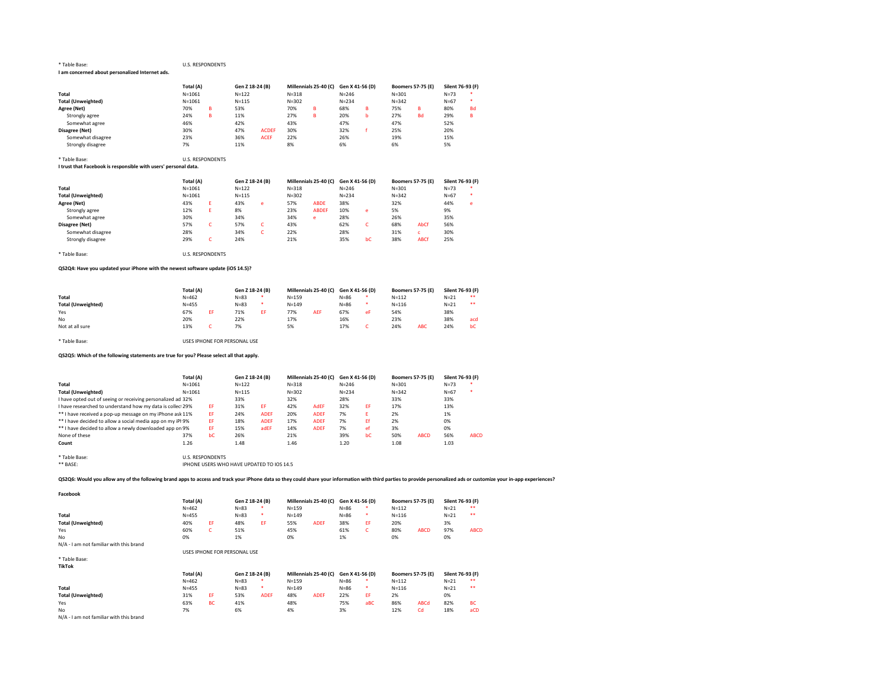* Table Base: U.S. RESPONDENTS

**I am concerned about personalized Internet ads.**

| | Total (A) | | Gen Z 18-24 (B) | | Millennials 25-40 (C) | | Gen X 41-56 (D) | | Boomers 57-75 (E) | | Silent 76-93 (F) | |
|---|---|---|---|---|---|---|---|---|---|---|---|---|
| **Total** | N=1061 | | N=122 | | N=318 | | N=246 | | N=301 | | N=73 | * |
| **Total (Unweighted)** | N=1061 | | N=115 | | N=302 | | N=234 | | N=342 | | N=67 | * |
| **Agree (Net)** | 70% | B | 53% | | 70% | B | 68% | B | 75% | B | 80% | Bd |
| Strongly agree | 24% | B | 11% | | 27% | B | 20% | b | 27% | Bd | 29% | B |
| Somewhat agree | 46% | | 42% | | 43% | | 47% | | 47% | | 52% | |
| **Disagree (Net)** | 30% | | 47% | ACDEF | 30% | | 32% | f | 25% | | 20% | |
| Somewhat disagree | 23% | | 36% | ACEF | 22% | | 26% | | 19% | | 15% | |
| Strongly disagree | 7% | | 11% | | 8% | | 6% | | 6% | | 5% | |

* Table Base: U.S. RESPONDENTS

**I trust that Facebook is responsible with users' personal data.**

| | Total (A) | | Gen Z 18-24 (B) | | Millennials 25-40 (C) | | Gen X 41-56 (D) | | Boomers 57-75 (E) | | Silent 76-93 (F) | |
|---|---|---|---|---|---|---|---|---|---|---|---|---|
| **Total** | N=1061 | | N=122 | | N=318 | | N=246 | | N=301 | | N=73 | * |
| **Total (Unweighted)** | N=1061 | | N=115 | | N=302 | | N=234 | | N=342 | | N=67 | * |
| **Agree (Net)** | 43% | E | 43% | e | 57% | ABDE | 38% | | 32% | | 44% | e |
| Strongly agree | 12% | E | 8% | | 23% | ABDEF | 10% | e | 5% | | 9% | |
| Somewhat agree | 30% | | 34% | | 34% | e | 28% | | 26% | | 35% | |
| **Disagree (Net)** | 57% | C | 57% | C | 43% | | 62% | C | 68% | AbCf | 56% | |
| Somewhat disagree | 28% | | 34% | C | 22% | | 28% | | 31% | c | 30% | |
| Strongly disagree | 29% | C | 24% | | 21% | | 35% | bC | 38% | ABCf | 25% | |

* Table Base: U.S. RESPONDENTS

**QS2Q4: Have you updated your iPhone with the newest software update (iOS 14.5)?**

| | Total (A) | | Gen Z 18-24 (B) | | Millennials 25-40 (C) | | Gen X 41-56 (D) | | Boomers 57-75 (E) | | Silent 76-93 (F) | |
|---|---|---|---|---|---|---|---|---|---|---|---|---|
| **Total** | N=462 | | N=83 | * | N=159 | | N=86 | * | N=112 | | N=21 | ** |
| **Total (Unweighted)** | N=455 | | N=83 | * | N=149 | | N=86 | * | N=116 | | N=21 | ** |
| Yes | 67% | EF | 71% | EF | 77% | AEF | 67% | eF | 54% | | 38% | |
| No | 20% | | 22% | | 17% | | 16% | | 23% | | 38% | acd |
| Not at all sure | 13% | C | 7% | | 5% | | 17% | C | 24% | ABC | 24% | bC |

* Table Base: USES IPHONE FOR PERSONAL USE

**QS2Q5: Which of the following statements are true for you? Please select all that apply.**

| | Total (A) | | Gen Z 18-24 (B) | | Millennials 25-40 (C) | | Gen X 41-56 (D) | | Boomers 57-75 (E) | | Silent 76-93 (F) | |
|---|---|---|---|---|---|---|---|---|---|---|---|---|
| **Total** | N=1061 | | N=122 | | N=318 | | N=246 | | N=301 | | N=73 | * |
| **Total (Unweighted)** | N=1061 | | N=115 | | N=302 | | N=234 | | N=342 | | N=67 | * |
| I have opted out of seeing or receiving personalized ad | 32% | | 33% | | 32% | | 28% | | 33% | | 33% | |
| I have researched to understand how my data is collec | 29% | EF | 31% | EF | 42% | AdEF | 32% | EF | 17% | | 13% | |
| ** I have received a pop-up message on my iPhone ask | 11% | EF | 24% | ADEF | 20% | ADEF | 7% | E | 2% | | 1% | |
| ** I have decided to allow a social media app on my iPh | 9% | EF | 18% | ADEF | 17% | ADEF | 7% | Ef | 2% | | 0% | |
| ** I have decided to allow a newly downloaded app on | 9% | EF | 15% | adEF | 14% | ADEF | 7% | ef | 3% | | 0% | |
| None of these | 37% | bC | 26% | | 21% | | 39% | bC | 50% | ABCD | 56% | ABCD |
| **Count** | 1.26 | | 1.48 | | 1.46 | | 1.20 | | 1.08 | | 1.03 | |

* Table Base: U.S. RESPONDENTS
** BASE: IPHONE USERS WHO HAVE UPDATED TO IOS 14.5

**QS2Q6: Would you allow any of the following brand apps to access and track your iPhone data so they could share your information with third parties to provide personalized ads or customize your in-app experiences?**

**Facebook**

| | Total (A) | | Gen Z 18-24 (B) | | Millennials 25-40 (C) | | Gen X 41-56 (D) | | Boomers 57-75 (E) | | Silent 76-93 (F) | |
|---|---|---|---|---|---|---|---|---|---|---|---|---|
| | N=462 | | N=83 | * | N=159 | | N=86 | * | N=112 | | N=21 | ** |
| **Total** | N=455 | | N=83 | * | N=149 | | N=86 | * | N=116 | | N=21 | ** |
| **Total (Unweighted)** | 40% | EF | 48% | EF | 55% | ADEF | 38% | EF | 20% | | 3% | |
| Yes | 60% | C | 51% | | 45% | | 61% | C | 80% | ABCD | 97% | ABCD |
| No | 0% | | 1% | | 0% | | 1% | | 0% | | 0% | |
| N/A - I am not familiar with this brand | | | | | | | | | | | | |

USES IPHONE FOR PERSONAL USE

* Table Base:

**TikTok**

| | Total (A) | | Gen Z 18-24 (B) | | Millennials 25-40 (C) | | Gen X 41-56 (D) | | Boomers 57-75 (E) | | Silent 76-93 (F) | |
|---|---|---|---|---|---|---|---|---|---|---|---|---|
| | N=462 | | N=83 | * | N=159 | | N=86 | * | N=112 | | N=21 | ** |
| **Total** | N=455 | | N=83 | * | N=149 | | N=86 | * | N=116 | | N=21 | ** |
| **Total (Unweighted)** | 31% | EF | 53% | ADEF | 48% | ADEF | 22% | EF | 2% | | 0% | |
| Yes | 63% | BC | 41% | | 48% | | 75% | aBC | 86% | ABCd | 82% | BC |
| No | 7% | | 6% | | 4% | | 3% | | 12% | Cd | 18% | aCD |
| N/A - I am not familiar with this brand | | | | | | | | | | | | |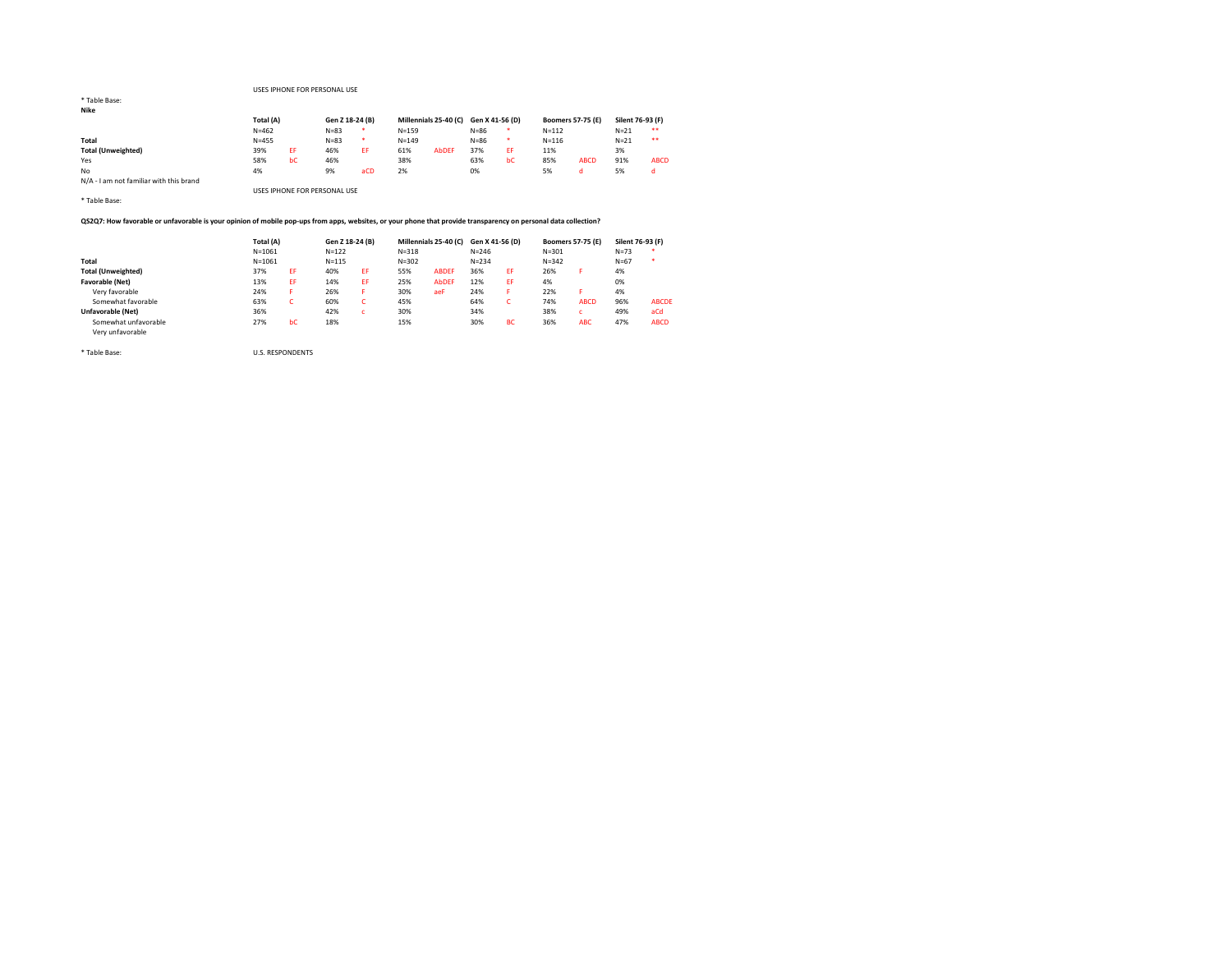USES IPHONE FOR PERSONAL USE

* Table Base:

**Nike**

| | Total (A) | | Gen Z 18-24 (B) | | Millennials 25-40 (C) | | Gen X 41-56 (D) | | Boomers 57-75 (E) | | Silent 76-93 (F) | |
|---|---|---|---|---|---|---|---|---|---|---|---|---|
| | N=462 | | N=83 | * | N=159 | | N=86 | * | N=112 | | N=21 | ** |
| **Total** | N=455 | | N=83 | * | N=149 | | N=86 | * | N=116 | | N=21 | ** |
| **Total (Unweighted)** | 39% | EF | 46% | EF | 61% | AbDEF | 37% | EF | 11% | | 3% | |
| Yes | 58% | bC | 46% | | 38% | | 63% | bC | 85% | ABCD | 91% | ABCD |
| No | 4% | | 9% | aCD | 2% | | 0% | | 5% | d | 5% | d |
| N/A - I am not familiar with this brand | | | | | | | | | | | | |

USES IPHONE FOR PERSONAL USE

* Table Base:

**QS2Q7: How favorable or unfavorable is your opinion of mobile pop-ups from apps, websites, or your phone that provide transparency on personal data collection?**

| | Total (A) | | Gen Z 18-24 (B) | | Millennials 25-40 (C) | | Gen X 41-56 (D) | | Boomers 57-75 (E) | | Silent 76-93 (F) | |
|---|---|---|---|---|---|---|---|---|---|---|---|---|
| | N=1061 | | N=122 | | N=318 | | N=246 | | N=301 | | N=73 | * |
| **Total** | N=1061 | | N=115 | | N=302 | | N=234 | | N=342 | | N=67 | * |
| **Total (Unweighted)** | 37% | EF | 40% | EF | 55% | ABDEF | 36% | EF | 26% | F | 4% | |
| **Favorable (Net)** | 13% | EF | 14% | EF | 25% | AbDEF | 12% | EF | 4% | | 0% | |
| Very favorable | 24% | F | 26% | F | 30% | aeF | 24% | F | 22% | F | 4% | |
| Somewhat favorable | 63% | C | 60% | C | 45% | | 64% | C | 74% | ABCD | 96% | ABCDE |
| **Unfavorable (Net)** | 36% | | 42% | c | 30% | | 34% | | 38% | c | 49% | aCd |
| Somewhat unfavorable | 27% | bC | 18% | | 15% | | 30% | BC | 36% | ABC | 47% | ABCD |
| Very unfavorable | | | | | | | | | | | | |

* Table Base: U.S. RESPONDENTS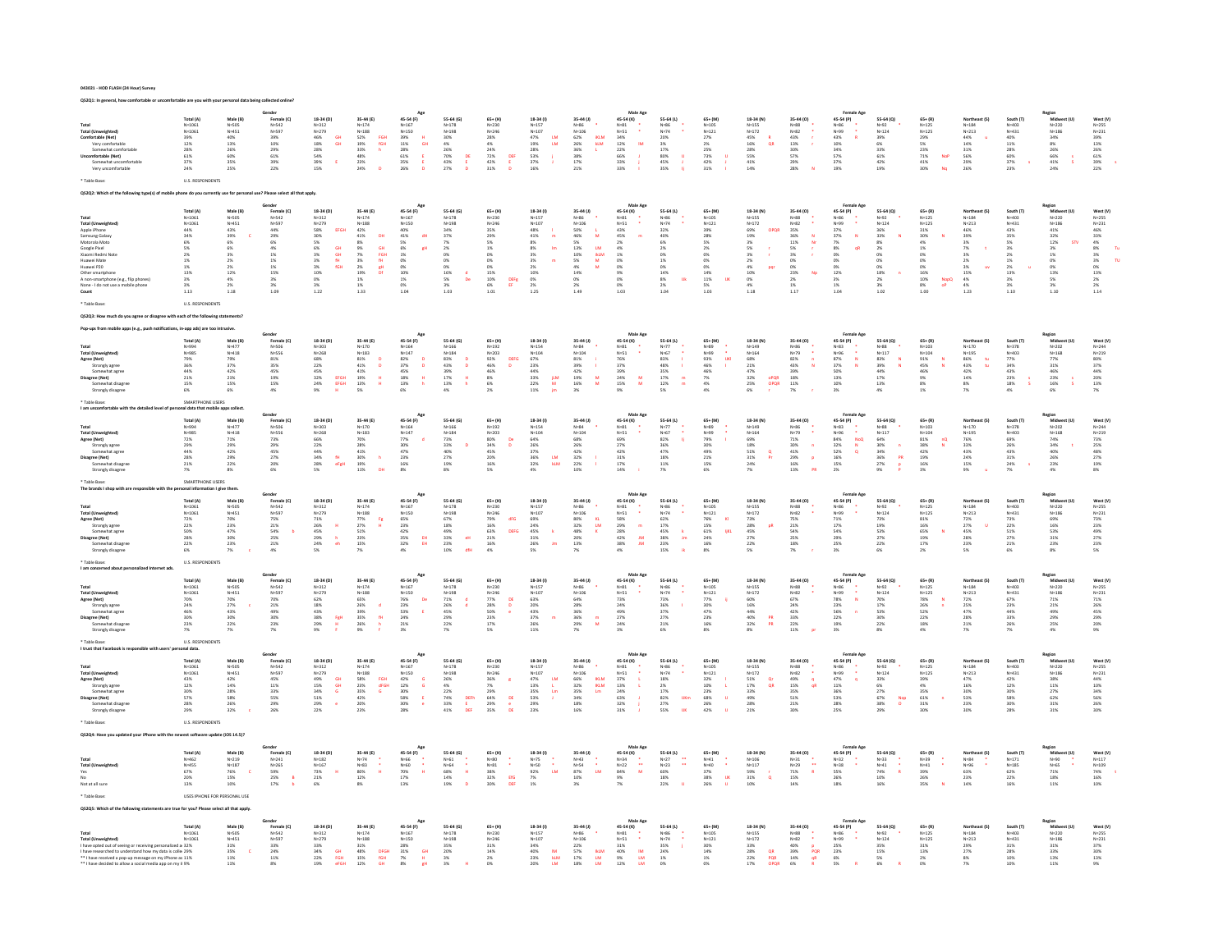043021 - HOD FLASH (24 Hour) Survey

**QS2Q1: In general, how comfortable or uncomfortable are you with your personal data being collected online?**

| | | | Gender | | Age | | | | | Male Age | | | | | Female Age | | | | | Region | | | |
|---|---|---|---|---|---|---|---|---|---|---|---|---|---|---|---|---|---|---|---|---|---|---|
| | Total (A) | Male (B) | Female (C) | 18-34 (D) | 35-44 (E) | 45-54 (F) | 55-64 (G) | 65+ (H) | 18-34 (I) | 35-44 (J) | 45-54 (K) | 55-64 (L) | 65+ (M) | 18-34 (N) | 35-44 (O) | 45-54 (P) | 55-64 (Q) | 65+ (R) | Northeast (S) | South (T) | Midwest (U) | West (V) |
| Total | N=1061 | N=505 | N=542 | N=312 | N=174 | N=167 | N=178 | N=230 | N=157 | N=86 * | N=81 * | N=86 * | N=105 | N=155 | N=88 * | N=86 * | N=92 * | N=125 | N=184 | N=403 | N=220 | N=255 |
| Total (Unweighted) | N=1061 | N=451 | N=597 | N=279 | N=188 | N=150 | N=198 | N=246 | N=107 | N=106 | N=51 * | N=74 * | N=121 | N=172 | N=82 * | N=99 * | N=124 | N=125 | N=213 | N=431 | N=186 | N=231 |
| Comfortable (Net) | 39% | 40% | 39% | 46% GH | 52% FGH | 39% H | 30% | 28% | 47% LM | 62% IKLM | 34% | 20% | 27% | 45% R | 43% r | 43% R | 39% | 29% | 44% u | 40% | 34% | 39% |
| Very comfortable | 12% | 13% | 10% | 18% GH | 19% FGH | 11% GH | 4% | 4% | 19% LM | 26% kLM | 12% lM | 3% | 2% | 16% QR | 13% r | 10% | 6% | 5% | 14% | 11% | 8% | 13% |
| Somewhat comfortable | 28% | 26% | 29% | 28% | 33% h | 28% | 26% | 24% | 28% | 36% L | 22% | 17% | 25% | 28% | 30% | 34% | 33% | 23% | 31% | 28% | 26% | 26% |
| Uncomfortable (Net) | 61% | 60% | 61% | 54% | 48% | 61% E | 70% DE | 72% DEF | 53% j | 38% | 66% J | 80% IJ | 73% IJ | 55% | 57% | 57% | 61% | 71% NoP | 56% | 60% | 66% s | 61% |
| Somewhat uncomfortable | 37% | 35% | 39% | 38% E | 23% | 35% E | 43% E | 42% E | 37% J | 17% | 33% j | 45% J | 42% J | 41% | 29% | 37% | 42% | 41% | 29% | 37% s | 41% S | 39% s |
| Very uncomfortable | 24% | 25% | 22% | 15% | 24% D | 26% D | 27% D | 31% D | 16% | 21% | 33% I | 35% Ij | 31% I | 14% | 28% N | 19% | 19% | 30% Nq | 26% | 23% | 24% | 22% |

* Table Base: U.S. RESPONDENTS

**QS2Q2: Which of the following type(s) of mobile phone do you currently use for personal use? Please select all that apply.**

| | | | Gender | | Age | | | | | Male Age | | | | | Female Age | | | | | Region | | | |
|---|---|---|---|---|---|---|---|---|---|---|---|---|---|---|---|---|---|---|---|---|---|---|
| | Total (A) | Male (B) | Female (C) | 18-34 (D) | 35-44 (E) | 45-54 (F) | 55-64 (G) | 65+ (H) | 18-34 (I) | 35-44 (J) | 45-54 (K) | 55-64 (L) | 65+ (M) | 18-34 (N) | 35-44 (O) | 45-54 (P) | 55-64 (Q) | 65+ (R) | Northeast (S) | South (T) | Midwest (U) | West (V) |
| Total | N=1061 | N=505 | N=542 | N=312 | N=174 | N=167 | N=178 | N=230 | N=157 | N=86 * | N=81 * | N=86 * | N=105 | N=155 | N=88 * | N=86 * | N=92 * | N=125 | N=184 | N=403 | N=220 | N=255 |
| Total (Unweighted) | N=1061 | N=451 | N=597 | N=279 | N=188 | N=150 | N=198 | N=246 | N=107 | N=106 | N=51 * | N=74 * | N=121 | N=172 | N=82 * | N=99 * | N=124 | N=125 | N=213 | N=431 | N=186 | N=231 |
| Apple iPhone | 44% | 43% | 44% | 58% EFGH | 42% | 40% | 34% | 35% | 48% l | 50% L | 43% | 32% | 39% | 69% OPQR | 35% | 37% | 36% | 31% | 46% | 43% | 41% | 46% |
| Samsung Galaxy | 34% | 39% C | 29% | 30% | 41% DH | 41% dH | 37% | 29% | 41% m | 46% M | 45% m | 40% | 28% | 19% | 36% N | 37% N | 33% N | 30% N | 39% | 35% | 32% | 33% |
| Motorola Moto | 6% | 6% | 6% | 5% | 8% | 5% | 7% | 5% | 8% | 5% | 2% | 6% | 5% | 3% | 11% Nr | 7% | 8% | 4% | 3% | 5% | 12% STV | 4% |
| Google Pixel | 5% | 6% | 4% | 6% GH | 9% GH | 4% gH | 2% | 1% | 8% lm | 13% LM | 4% | 2% | 2% | 5% r | 5% r | 8% qR | 2% | 1% | 7% t | 3% | 3% | 8% Tu |
| Xiaomi Redmi Note | 2% | 3% | 1% | 3% GH | 7% FGH | 1% | 0% | 0% | 3% | 10% IKLM | 1% | 0% | 0% | 3% r | 3% r | 0% | 0% | 0% | 3% | 2% | 1% | 3% |
| Huawei Mate | 1% | 2% | 1% | 3% fH | 3% fH | 0% | 0% | 0% | 3% m | 5% M | 0% | 1% | 0% | 2% | 0% | 0% | 0% | 0% | 2% | 1% | 0% | 3% TU |
| Huawei P20 | 1% | 2% | 1% | 3% FGH | 2% gH | 0% | 0% | 0% | 2% | 4% M | 0% | 0% | 0% | 4% pqr | 0% | 0% | 0% | 0% | 3% uv | 2% u | 0% | 0% |
| Other smartphone | 13% | 12% | 15% | 10% | 19% DH | 10% | 16% d | 15% | 10% | 14% | 9% | 14% | 14% | 10% | 23% Np | 12% | 18% n | 16% | 15% | 13% | 13% | 13% |
| A non-smartphone (e.g., flip phones) | 3% | 4% | 3% | 0% | 1% | 1% | 5% De | 10% DEFg | 0% | 0% | 0% | 8% IJk | 11% IJK | 0% | 2% | 3% | 2% | 9% | 4% | 3% | 5% | 2% |
| None - I do not use a mobile phone | 3% | 2% | 3% | 1% | 0% | 3% | 6% | 6% EF | 2% | 2% | 0% | 2% | 5% | 4% | 1% | 1% | 3% | 8% oP | 4% | 3% | 3% | 2% |
| Count | 1.13 | 1.18 | 1.09 | 1.22 | 1.33 | 1.04 | 1.03 | 1.01 | 1.25 | 1.49 | 1.03 | 1.04 | 1.03 | 1.18 | 1.17 | 1.04 | 1.02 | 1.00 | 1.23 | 1.10 | 1.10 | 1.14 |

* Table Base: U.S. RESPONDENTS

**QS2Q3: How much do you agree or disagree with each of the following statements?**

Pop-ups from mobile apps (e.g., push notifications, in-app ads) are too intrusive.

| | | | Gender | | Age | | | | | Male Age | | | | | Female Age | | | | | Region | | | |
|---|---|---|---|---|---|---|---|---|---|---|---|---|---|---|---|---|---|---|---|---|---|---|
| | Total (A) | Male (B) | Female (C) | 18-34 (D) | 35-44 (E) | 45-54 (F) | 55-64 (G) | 65+ (H) | 18-34 (I) | 35-44 (J) | 45-54 (K) | 55-64 (L) | 65+ (M) | 18-34 (N) | 35-44 (O) | 45-54 (P) | 55-64 (Q) | 65+ (R) | Northeast (S) | South (T) | Midwest (U) | West (V) |
| Total | N=994 | N=477 | N=506 | N=303 | N=170 | N=164 | N=166 | N=192 | N=154 | N=84 * | N=81 * | N=77 * | N=89 * | N=149 | N=86 * | N=83 * | N=88 * | N=103 | N=170 | N=378 | N=202 | N=244 |
| Total (Unweighted) | N=985 | N=418 | N=556 | N=268 | N=183 | N=147 | N=184 | N=203 | N=104 | N=104 | N=51 * | N=67 * | N=99 * | N=164 | N=79 * | N=96 * | N=117 | N=104 | N=195 | N=403 | N=168 | N=219 |
| Agree (Net) | 79% | 79% | 81% | 68% | 82% D | 82% D | 83% D | 92% DEFG | 67% | 81% I | 76% | 83% I | 93% IJKl | 68% | 82% n | 87% N | 83% N | 91% N | 86% tu | 77% | 77% | 80% |
| Strongly agree | 36% | 37% | 35% | 22% | 41% D | 37% D | 43% D | 46% D | 23% | 39% I | 37% | 48% I | 46% I | 21% | 43% N | 37% N | 39% N | 45% N | 43% tu | 34% | 31% | 37% |
| Somewhat agree | 44% | 42% | 45% | 45% | 41% | 45% | 39% | 46% | 44% | 42% | 39% | 35% | 46% | 47% | 39% | 50% | 44% | 46% | 42% | 43% | 46% | 44% |
| Disagree (Net) | 21% | 21% | 19% | 32% EFGH | 18% H | 18% H | 17% H | 8% | 33% jLM | 19% M | 24% M | 17% m | 7% | 32% oPQR | 18% | 13% | 17% | 9% | 14% | 23% s | 23% s | 20% |
| Somewhat disagree | 15% | 15% | 15% | 24% EFGH | 13% H | 13% h | 13% h | 6% | 22% M | 16% M | 15% M | 12% m | 4% | 25% OPQR | 11% | 10% | 13% | 8% | 8% | 18% S | 16% S | 13% |
| Strongly disagree | 6% | 6% | 4% | 9% H | 5% | 6% | 4% | 2% | 11% jm | 3% | 9% | 5% | 4% | 6% r | 7% r | 3% | 4% | 1% | 7% | 4% | 6% | 7% |

* Table Base: SMARTPHONE USERS

I am uncomfortable with the detailed level of personal data that mobile apps collect.

| | | | Gender | | Age | | | | | Male Age | | | | | Female Age | | | | | Region | | | |
|---|---|---|---|---|---|---|---|---|---|---|---|---|---|---|---|---|---|---|---|---|---|---|
| | Total (A) | Male (B) | Female (C) | 18-34 (D) | 35-44 (E) | 45-54 (F) | 55-64 (G) | 65+ (H) | 18-34 (I) | 35-44 (J) | 45-54 (K) | 55-64 (L) | 65+ (M) | 18-34 (N) | 35-44 (O) | 45-54 (P) | 55-64 (Q) | 65+ (R) | Northeast (S) | South (T) | Midwest (U) | West (V) |
| Total | N=994 | N=477 | N=506 | N=303 | N=170 | N=164 | N=166 | N=192 | N=154 | N=84 * | N=81 * | N=77 * | N=89 * | N=149 | N=86 * | N=83 * | N=88 * | N=103 | N=170 | N=378 | N=202 | N=244 |
| Total (Unweighted) | N=985 | N=418 | N=556 | N=268 | N=183 | N=147 | N=184 | N=203 | N=104 | N=104 | N=51 * | N=67 * | N=99 * | N=164 | N=79 * | N=96 * | N=117 | N=104 | N=195 | N=403 | N=168 | N=219 |
| Agree (Net) | 72% | 71% | 73% | 66% | 70% | 77% d | 73% | 80% De | 64% | 68% | 69% | 82% Ij | 79% I | 69% | 71% | 84% NoQ | 64% | 81% nQ | 76% | 69% | 74% | 73% |
| Strongly agree | 29% | 29% | 29% | 22% | 28% | 30% | 33% D | 34% D | 26% | 26% | 27% | 36% | 30% | 18% | 30% n | 32% N | 30% n | 38% N | 33% | 26% | 34% t | 25% |
| Somewhat agree | 44% | 42% | 45% | 44% | 43% | 47% | 40% | 45% | 37% | 42% | 42% | 47% | 49% | 51% Q | 41% | 52% Q | 34% | 42% | 43% | 43% | 40% | 48% |
| Disagree (Net) | 28% | 29% | 27% | 34% fH | 30% h | 23% | 27% | 20% | 36% LM | 32% l | 31% | 18% | 21% | 31% Pr | 29% p | 16% | 36% PR | 19% | 24% | 31% | 26% | 27% |
| Somewhat disagree | 21% | 22% | 20% | 28% eFgH | 19% | 16% | 19% | 16% | 32% kLM | 22% l | 17% | 11% | 15% | 24% P | 16% | 15% | 27% p | 16% | 15% | 24% s | 23% | 19% |
| Strongly disagree | 7% | 8% | 6% | 5% | 11% GH | 8% | 8% | 5% | 4% | 10% | 14% l | 7% | 6% | 7% | 13% PR | 2% | 9% P | 3% | 9% u | 7% | 4% | 8% |

* Table Base: SMARTPHONE USERS

The brands I shop with are responsible with the personal information I give them.

| | | | Gender | | Age | | | | | Male Age | | | | | Female Age | | | | | Region | | | |
|---|---|---|---|---|---|---|---|---|---|---|---|---|---|---|---|---|---|---|---|---|---|---|
| | Total (A) | Male (B) | Female (C) | 18-34 (D) | 35-44 (E) | 45-54 (F) | 55-64 (G) | 65+ (H) | 18-34 (I) | 35-44 (J) | 45-54 (K) | 55-64 (L) | 65+ (M) | 18-34 (N) | 35-44 (O) | 45-54 (P) | 55-64 (Q) | 65+ (R) | Northeast (S) | South (T) | Midwest (U) | West (V) |
| Total | N=1061 | N=505 | N=542 | N=312 | N=174 | N=167 | N=178 | N=230 | N=157 | N=86 * | N=81 * | N=86 * | N=105 | N=155 | N=88 * | N=86 * | N=92 * | N=125 | N=184 | N=403 | N=220 | N=255 |
| Total (Unweighted) | N=1061 | N=451 | N=597 | N=279 | N=188 | N=150 | N=198 | N=246 | N=107 | N=106 | N=51 * | N=74 * | N=121 | N=172 | N=82 * | N=99 * | N=124 | N=125 | N=213 | N=431 | N=186 | N=231 |
| Agree (Net) | 72% | 70% | 75% | 71% | 77% Fg | 65% | 67% | 79% dFG | 69% | 80% KL | 58% | 62% | 76% Kl | 73% | 75% | 71% | 73% | 81% | 72% | 73% | 69% | 73% |
| Strongly agree | 22% | 23% | 21% | 26% H | 27% H | 23% | 18% | 16% | 24% | 32% LM | 29% m | 17% | 15% | 28% qR | 21% | 17% | 19% | 16% | 27% U | 22% | 16% | 23% |
| Somewhat agree | 50% | 47% | 54% b | 45% | 51% | 42% | 49% | 63% DEFG | 45% | 48% K | 28% | 45% k | 61% IjKL | 45% | 54% | 54% | 53% | 65% N | 45% | 51% | 53% | 49% |
| Disagree (Net) | 28% | 30% | 25% | 29% h | 23% | 35% EH | 33% eH | 21% | 31% | 20% | 42% JM | 38% Jm | 24% | 27% | 25% | 29% | 27% | 19% | 28% | 27% | 31% | 27% |
| Somewhat disagree | 22% | 23% | 21% | 24% eh | 15% | 32% EH | 23% | 16% | 26% Jm | 13% | 38% JM | 23% | 16% | 22% | 18% | 25% | 22% | 17% | 23% | 21% | 23% | 23% |
| Strongly disagree | 6% | 7% c | 4% | 5% | 7% | 4% | 10% dfH | 4% | 5% | 7% | 4% | 15% Ik | 8% | 5% | 7% r | 3% | 6% | 2% | 5% | 6% | 8% | 5% |

* Table Base: U.S. RESPONDENTS

I am concerned about personalized internet ads.

| | | | Gender | | Age | | | | | Male Age | | | | | Female Age | | | | | Region | | | |
|---|---|---|---|---|---|---|---|---|---|---|---|---|---|---|---|---|---|---|---|---|---|---|
| | Total (A) | Male (B) | Female (C) | 18-34 (D) | 35-44 (E) | 45-54 (F) | 55-64 (G) | 65+ (H) | 18-34 (I) | 35-44 (J) | 45-54 (K) | 55-64 (L) | 65+ (M) | 18-34 (N) | 35-44 (O) | 45-54 (P) | 55-64 (Q) | 65+ (R) | Northeast (S) | South (T) | Midwest (U) | West (V) |
| Total | N=1061 | N=505 | N=542 | N=312 | N=174 | N=167 | N=178 | N=230 | N=157 | N=86 * | N=81 * | N=86 * | N=105 | N=155 | N=88 * | N=86 * | N=92 * | N=125 | N=184 | N=403 | N=220 | N=255 |
| Total (Unweighted) | N=1061 | N=451 | N=597 | N=279 | N=188 | N=150 | N=198 | N=246 | N=107 | N=106 | N=51 * | N=74 * | N=121 | N=172 | N=82 * | N=99 * | N=124 | N=125 | N=213 | N=431 | N=186 | N=231 |
| Agree (Net) | 70% | 70% | 70% | 62% | 65% | 76% De | 71% d | 77% DE | 63% | 64% | 73% | 73% | 77% Ij | 60% | 67% | 78% N | 70% | 78% N | 72% | 67% | 71% | 71% |
| Strongly agree | 24% | 27% c | 21% | 18% | 26% d | 23% | 26% d | 28% D | 20% | 29% | 24% | 36% I | 27% | 16% | 24% | 23% | 17% | 26% n | 25% | 23% | 21% | 26% |
| Somewhat agree | 46% | 43% | 49% | 43% | 39% | 53% E | 45% | 50% e | 43% | 36% | 49% | 37% | 47% | 44% | 42% | 56% n | 53% | 52% | 47% | 44% | 49% | 45% |
| Disagree (Net) | 30% | 30% | 30% | 38% FgH | 35% fH | 24% | 29% | 23% | 37% m | 36% m | 27% | 27% | 23% | 40% PR | 33% | 22% | 30% | 22% | 28% | 33% | 29% | 29% |
| Somewhat disagree | 23% | 22% | 23% | 29% H | 26% h | 21% | 22% | 17% | 26% | 29% M | 24% | 21% | 16% | 32% PR | 22% | 19% | 22% | 18% | 21% | 26% | 25% | 20% |
| Strongly disagree | 7% | 7% | 7% | 9% F | 9% F | 3% | 7% | 5% | 11% | 7% | 3% | 6% | 8% | 8% | 11% pr | 3% | 8% | 4% | 7% | 7% | 4% | 9% |

* Table Base: U.S. RESPONDENTS

I trust that Facebook is responsible with users' personal data.

| | | | Gender | | Age | | | | | Male Age | | | | | Female Age | | | | | Region | | | |
|---|---|---|---|---|---|---|---|---|---|---|---|---|---|---|---|---|---|---|---|---|---|---|
| | Total (A) | Male (B) | Female (C) | 18-34 (D) | 35-44 (E) | 45-54 (F) | 55-64 (G) | 65+ (H) | 18-34 (I) | 35-44 (J) | 45-54 (K) | 55-64 (L) | 65+ (M) | 18-34 (N) | 35-44 (O) | 45-54 (P) | 55-64 (Q) | 65+ (R) | Northeast (S) | South (T) | Midwest (U) | West (V) |
| Total | N=1061 | N=505 | N=542 | N=312 | N=174 | N=167 | N=178 | N=230 | N=157 | N=86 * | N=81 * | N=86 * | N=105 | N=155 | N=88 * | N=86 * | N=92 * | N=125 | N=184 | N=403 | N=220 | N=255 |
| Total (Unweighted) | N=1061 | N=451 | N=597 | N=279 | N=188 | N=150 | N=198 | N=246 | N=107 | N=106 | N=51 * | N=74 * | N=121 | N=172 | N=82 * | N=99 * | N=124 | N=125 | N=213 | N=431 | N=186 | N=231 |
| Agree (Net) | 43% | 42% | 45% | 49% GH | 58% FGH | 42% G | 26% | 36% g | 47% LM | 66% IKLM | 37% L | 18% | 32% | 51% Qr | 49% q | 47% q | 33% | 39% | 47% | 42% | 38% | 44% |
| Strongly agree | 12% | 14% | 11% | 15% GH | 23% dFGH | 13% G | 4% | 7% | 13% L | 32% IKLM | 13% L | 2% | 10% L | 17% QR | 15% qR | 11% Q | 6% | 4% | 16% | 12% | 11% | 10% |
| Somewhat agree | 30% | 28% | 33% | 34% G | 35% G | 30% | 22% | 29% | 35% Lm | 35% Lm | 24% | 17% | 23% | 33% | 35% | 36% | 27% | 35% | 30% | 30% | 27% | 34% |
| Disagree (Net) | 57% | 58% | 55% | 51% | 42% | 58% E | 74% DEFh | 64% DE | 53% j | 34% | 63% J | 82% IJKm | 68% IJ | 49% | 51% | 53% | 67% Nop | 61% n | 53% | 58% | 62% | 56% |
| Somewhat disagree | 28% | 26% | 29% | 29% e | 20% | 30% e | 33% E | 29% e | 29% | 18% | 32% j | 27% | 26% | 28% | 21% | 28% | 38% O | 31% | 23% | 30% | 31% | 26% |
| Strongly disagree | 29% | 32% c | 26% | 22% | 23% | 28% | 41% DEF | 35% DE | 23% | 16% | 31% J | 55% IJK | 42% IJ | 21% | 30% | 25% | 29% | 30% | 30% | 28% | 31% | 30% |

* Table Base: U.S. RESPONDENTS

**QS2Q4: Have you updated your iPhone with the newest software update (iOS 14.5)?**

| | | | Gender | | Age | | | | | Male Age | | | | | Female Age | | | | | Region | | | |
|---|---|---|---|---|---|---|---|---|---|---|---|---|---|---|---|---|---|---|---|---|---|---|
| | Total (A) | Male (B) | Female (C) | 18-34 (D) | 35-44 (E) | 45-54 (F) | 55-64 (G) | 65+ (H) | 18-34 (I) | 35-44 (J) | 45-54 (K) | 55-64 (L) | 65+ (M) | 18-34 (N) | 35-44 (O) | 45-54 (P) | 55-64 (Q) | 65+ (R) | Northeast (S) | South (T) | Midwest (U) | West (V) |
| Total | N=462 | N=219 | N=241 | N=182 | N=74 * | N=66 * | N=61 * | N=80 * | N=75 * | N=43 ** | N=34 ** | N=27 ** | N=41 ** | N=106 | N=31 ** | N=32 ** | N=33 ** | N=39 ** | N=84 * | N=171 | N=90 * | N=117 |
| Total (Unweighted) | N=455 | N=187 | N=265 | N=167 | N=83 * | N=60 * | N=64 * | N=81 * | N=50 * | N=54 * | N=22 ** | N=23 ** | N=40 * | N=117 | N=29 ** | N=38 ** | N=41 ** | N=41 * | N=96 * | N=185 | N=65 * | N=109 |
| Yes | 67% | 76% C | 59% | 73% H | 80% H | 70% H | 68% H | 38% | 92% LM | 87% LM | 84% M | 60% | 37% | 59% r | 71% R | 55% | 74% R | 39% | 63% | 62% | 71% | 74% t |
| No | 20% | 13% | 25% B | 21% | 12% | 17% | 14% | 32% EfG | 7% | 10% | 9% | 18% | 38% IJK | 31% Q | 15% | 18% | 10% | 26% | 23% | 22% | 18% | 16% |
| Not at all sure | 13% | 10% | 17% b | 6% | 8% | 13% | 19% D | 30% DEf | 1% | 3% | 7% | 22% iJ | 26% IJ | 10% | 14% | 18% | 16% | 35% N | 14% | 16% | 11% | 10% |

* Table Base: USES IPHONE FOR PERSONAL USE

**QS2Q5: Which of the following statements are true for you? Please select all that apply.**

| | | | Gender | | Age | | | | | Male Age | | | | | Female Age | | | | | Region | | | |
|---|---|---|---|---|---|---|---|---|---|---|---|---|---|---|---|---|---|---|---|---|---|---|
| | Total (A) | Male (B) | Female (C) | 18-34 (D) | 35-44 (E) | 45-54 (F) | 55-64 (G) | 65+ (H) | 18-34 (I) | 35-44 (J) | 45-54 (K) | 55-64 (L) | 65+ (M) | 18-34 (N) | 35-44 (O) | 45-54 (P) | 55-64 (Q) | 65+ (R) | Northeast (S) | South (T) | Midwest (U) | West (V) |
| Total | N=1061 | N=505 | N=542 | N=312 | N=174 | N=167 | N=178 | N=230 | N=157 | N=86 * | N=81 * | N=86 * | N=105 | N=155 | N=88 * | N=86 * | N=92 * | N=125 | N=184 | N=403 | N=220 | N=255 |
| Total (Unweighted) | N=1061 | N=451 | N=597 | N=279 | N=188 | N=150 | N=198 | N=246 | N=107 | N=106 | N=51 * | N=74 * | N=121 | N=172 | N=82 * | N=99 * | N=124 | N=125 | N=213 | N=431 | N=186 | N=231 |
| I have opted out of seeing or receiving personalized a | 32% | 31% | 33% | 33% | 31% | 28% | 29% | 35% | 34% | 22% | 31% | 35% j | 30% | 33% | 40% p | 25% | 35% | 31% | 31% | 31% | 37% | 27% |
| I have researched to understand how my data is colle | 29% | 35% C | 24% | 34% GH | 48% DFGH | 31% GH | 20% | 14% | 40% lM | 57% IKLM | 40% LM | 19% m | 7% | 24% | 39% PQR | 23% | 15% | 13% | 27% | 28% | 33% | 30% |
| ** I have received a pop-up message on my iPhone as | 11% | 13% | 11% | 22% EFGH | 15% FGH | 7% H | 3% | 1% | 23% kLM | 13% | 10% LM | 3% | 0% | 22% PQR | 14% qR | 6% | 2% | 0% | 13% | 10% | 13% | 13% |
| ** I have decided to allow a social media app on my if | 9% | 11% | 8% | 19% eFGH | 12% GH | 8% gH | 3% | 0% | 20% LM | 18% LM | 12% LM | 0% | 0% | 17% OPQR | 6% R | 5% R | 6% R | 0% | 7% | 10% | 11% | 9% |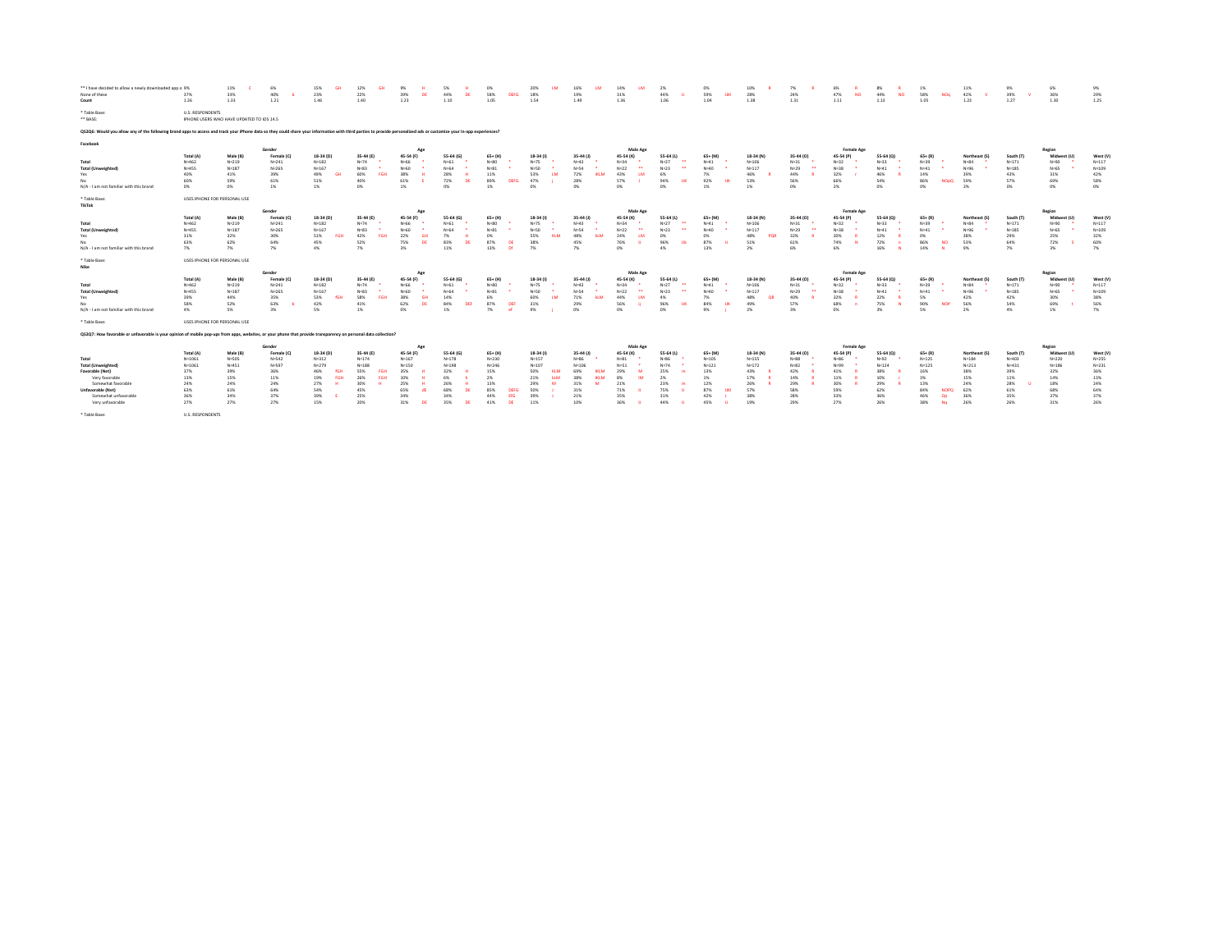| | Total (A) | Male (B) | Female (C) | 18-34 (D) | 35-44 (E) | 45-54 (F) | 55-64 (G) | 65+ (H) | 18-34 (I) | 35-44 (J) | 45-54 (K) | 55-64 (L) | 65+ (M) | 18-34 (N) | 35-44 (O) | 45-54 (P) | 55-64 (Q) | 65+ (R) | Northeast (S) | South (T) | Midwest (U) | West (V) |
|---|---|---|---|---|---|---|---|---|---|---|---|---|---|---|---|---|---|---|---|---|---|---|
| ** I have decided to allow a newly downloaded app o | 9% | 11% C | 6% | 15% GH | 12% GH | 9% H | 5% H | 0% | 20% LM | 16% LM | 14% LM | 2% | 0% | 10% R | 7% R | 6% R | 8% R | 1% | 11% | 9% | 6% | 9% |
| None of these | 37% | 33% | 40% b | 23% | 22% | 39% DE | 44% DE | 58% DEFG | 18% | 19% | 31% | 44% IJ | 59% IJKl | 28% | 24% | 47% NO | 44% NO | 58% NOq | 42% V | 39% V | 36% | 29% |
| Count | 1.26 | 1.33 | 1.21 | 1.46 | 1.40 | 1.23 | 1.10 | 1.05 | 1.54 | 1.49 | 1.36 | 1.06 | 1.04 | 1.38 | 1.31 | 1.11 | 1.13 | 1.05 | 1.23 | 1.27 | 1.30 | 1.25 |

* Table Base: U.S. RESPONDENTS
** BASE: IPHONE USERS WHO HAVE UPDATED TO iOS 14.5

**Q52Q6: Would you allow any of the following brand apps to access and track your iPhone data so they could share your information with third parties to provide personalized ads or customize your in-app experiences?**

**Facebook**

| | | Gender | | Age | | | | | Male Age | | | | | Female Age | | | | | Region | | | |
|---|---|---|---|---|---|---|---|---|---|---|---|---|---|---|---|---|---|---|---|---|---|---|
| | Total (A) | Male (B) | Female (C) | 18-34 (D) | 35-44 (E) | 45-54 (F) | 55-64 (G) | 65+ (H) | 18-34 (I) | 35-44 (J) | 45-54 (K) | 55-64 (L) | 65+ (M) | 18-34 (N) | 35-44 (O) | 45-54 (P) | 55-64 (Q) | 65+ (R) | Northeast (S) | South (T) | Midwest (U) | West (V) |
| Total | N=462 | N=219 | N=241 | N=182 | N=74 * | N=66 * | N=61 * | N=80 * | N=75 * | N=43 * | N=34 * | N=27 ** | N=41 * | N=106 | N=31 * | N=32 * | N=33 * | N=39 * | N=84 * | N=171 | N=90 * | N=117 |
| Total (Unweighted) | N=455 | N=187 | N=265 | N=167 | N=83 * | N=60 * | N=64 * | N=81 * | N=50 * | N=54 * | N=22 ** | N=23 ** | N=40 * | N=117 | N=29 ** | N=38 * | N=41 * | N=41 * | N=96 * | N=185 | N=65 * | N=109 |
| Yes | 40% | 41% | 39% | 49% GH | 60% FGH | 38% H | 28% H | 11% | 53% LM | 72% KLM | 43% LM | 6% | 7% | 46% R | 44% R | 32% r | 46% R | 14% | 39% | 43% | 31% | 42% |
| No | 60% | 59% | 61% | 51% | 40% | 61% E | 72% DE | 89% DEFG | 47% | 28% | 57% J | 94% IJK | 92% IJK | 53% | 56% | 66% | 54% | 86% NOpQ | 59% | 57% | 69% | 58% |
| N/A - I am not familiar with this brand | 0% | 0% | 1% | 1% | 0% | 1% | 0% | 1% | 0% | 0% | 0% | 0% | 1% | 1% | 0% | 2% | 0% | 0% | 2% | 0% | 0% | 0% |

* Table Base: USES IPHONE FOR PERSONAL USE

**TikTok**

| | | Gender | | Age | | | | | Male Age | | | | | Female Age | | | | | Region | | | |
|---|---|---|---|---|---|---|---|---|---|---|---|---|---|---|---|---|---|---|---|---|---|---|
| | Total (A) | Male (B) | Female (C) | 18-34 (D) | 35-44 (E) | 45-54 (F) | 55-64 (G) | 65+ (H) | 18-34 (I) | 35-44 (J) | 45-54 (K) | 55-64 (L) | 65+ (M) | 18-34 (N) | 35-44 (O) | 45-54 (P) | 55-64 (Q) | 65+ (R) | Northeast (S) | South (T) | Midwest (U) | West (V) |
| Total | N=462 | N=219 | N=241 | N=182 | N=74 * | N=66 * | N=61 * | N=80 * | N=75 * | N=43 * | N=34 * | N=27 ** | N=41 * | N=106 | N=31 * | N=32 * | N=33 * | N=39 * | N=84 * | N=171 | N=90 * | N=117 |
| Total (Unweighted) | N=455 | N=187 | N=265 | N=167 | N=83 * | N=60 * | N=64 * | N=81 * | N=50 * | N=54 * | N=22 ** | N=23 ** | N=40 * | N=117 | N=29 ** | N=38 * | N=41 * | N=41 * | N=96 * | N=185 | N=65 * | N=109 |
| Yes | 31% | 32% | 30% | 51% FGH | 42% FGH | 22% GH | 7% H | 0% | 55% KLM | 48% KLM | 24% LM | 0% | 0% | 48% PQR | 32% R | 20% R | 12% R | 0% | 38% | 29% | 25% | 32% |
| No | 63% | 62% | 64% | 45% | 52% | 75% DE | 83% DE | 87% DE | 38% | 45% | 76% IJ | 96% IJK | 87% IJ | 51% | 61% | 74% N | 72% n | 86% NO | 53% | 64% | 72% S | 60% |
| N/A - I am not familiar with this brand | 7% | 7% | 7% | 4% | 7% | 3% | 11% | 13% Df | 7% | 7% | 0% | 4% | 13% | 2% | 6% | 6% | 16% N | 14% N | 9% | 7% | 3% | 7% |

* Table Base: USES IPHONE FOR PERSONAL USE

**Nike**

| | | Gender | | Age | | | | | Male Age | | | | | Female Age | | | | | Region | | | |
|---|---|---|---|---|---|---|---|---|---|---|---|---|---|---|---|---|---|---|---|---|---|---|
| | Total (A) | Male (B) | Female (C) | 18-34 (D) | 35-44 (E) | 45-54 (F) | 55-64 (G) | 65+ (H) | 18-34 (I) | 35-44 (J) | 45-54 (K) | 55-64 (L) | 65+ (M) | 18-34 (N) | 35-44 (O) | 45-54 (P) | 55-64 (Q) | 65+ (R) | Northeast (S) | South (T) | Midwest (U) | West (V) |
| Total | N=462 | N=219 | N=241 | N=182 | N=74 * | N=66 * | N=61 * | N=80 * | N=75 * | N=43 * | N=34 * | N=27 ** | N=41 * | N=106 | N=31 * | N=32 * | N=33 * | N=39 * | N=84 * | N=171 | N=90 * | N=117 |
| Total (Unweighted) | N=455 | N=187 | N=265 | N=167 | N=83 * | N=60 * | N=64 * | N=81 * | N=50 * | N=54 * | N=22 ** | N=23 ** | N=40 * | N=117 | N=29 ** | N=38 * | N=41 * | N=41 * | N=96 * | N=185 | N=65 * | N=109 |
| Yes | 39% | 44% | 35% | 53% FGH | 58% FGH | 38% GH | 14% | 6% | 60% LM | 71% KLM | 44% LM | 4% | 7% | 48% QR | 40% R | 32% R | 22% R | 5% | 42% | 42% | 30% | 38% |
| No | 58% | 52% | 63% b | 42% | 41% | 62% DE | 84% DEF | 87% DEF | 31% | 29% | 56% Ij | 96% IJK | 84% IJK | 49% | 57% | 68% n | 75% N | 90% NOP | 56% | 54% | 69% t | 56% |
| N/A - I am not familiar with this brand | 4% | 5% | 3% | 5% | 1% | 0% | 1% | 7% ef | 9% | 0% | 0% | 0% | 9% j | 2% | 3% | 0% | 3% | 5% | 2% | 4% | 1% | 7% |

* Table Base: USES IPHONE FOR PERSONAL USE

**Q52Q7: How favorable or unfavorable is your opinion of mobile pop-ups from apps, websites, or your phone that provide transparency on personal data collection?**

| | | Gender | | Age | | | | | Male Age | | | | | Female Age | | | | | Region | | | |
|---|---|---|---|---|---|---|---|---|---|---|---|---|---|---|---|---|---|---|---|---|---|---|
| | Total (A) | Male (B) | Female (C) | 18-34 (D) | 35-44 (E) | 45-54 (F) | 55-64 (G) | 65+ (H) | 18-34 (I) | 35-44 (J) | 45-54 (K) | 55-64 (L) | 65+ (M) | 18-34 (N) | 35-44 (O) | 45-54 (P) | 55-64 (Q) | 65+ (R) | Northeast (S) | South (T) | Midwest (U) | West (V) |
| Total | N=1061 | N=505 | N=542 | N=312 | N=174 | N=167 | N=178 | N=230 | N=157 | N=86 * | N=81 * | N=86 * | N=105 | N=155 | N=88 * | N=86 * | N=92 * | N=125 | N=184 | N=403 | N=220 | N=255 |
| Total (Unweighted) | N=1061 | N=451 | N=597 | N=279 | N=188 | N=150 | N=198 | N=246 | N=107 | N=106 | N=51 * | N=74 * | N=121 | N=172 | N=82 * | N=99 * | N=124 | N=125 | N=213 | N=431 | N=186 | N=231 |
| Favorable (Net) | 37% | 39% | 36% | 46% FGH | 55% FGH | 35% H | 32% H | 15% | 50% KLM | 69% IKLM | 29% M | 25% m | 13% | 43% R | 42% R | 41% R | 38% R | 16% | 38% | 39% | 32% | 36% |
| Very favorable | 13% | 15% | 11% | 19% FGH | 26% FGH | 10% H | 6% h | 2% | 21% KLM | 38% IKLM | 8% lM | 2% | 1% | 17% R | 14% R | 11% R | 10% r | 3% | 15% | 11% | 14% | 13% |
| Somewhat favorable | 24% | 24% | 24% | 27% H | 30% H | 25% H | 26% H | 13% | 29% M | 31% M | 21% | 23% m | 12% | 26% R | 29% R | 30% R | 29% R | 13% | 24% | 28% U | 18% | 24% |
| Unfavorable (Net) | 63% | 61% | 64% | 54% | 45% | 65% dE | 68% DE | 85% DEFG | 50% | 31% | 71% IJ | 75% IJ | 87% IJKl | 57% | 58% | 59% | 62% | 84% NOPQ | 62% | 61% | 68% | 64% |
| Somewhat unfavorable | 36% | 34% | 37% | 39% E | 25% | 34% | 34% | 44% EfG | 39% J | 21% | 35% IJ | 31% | 42% j | 38% | 28% | 33% | 36% | 46% Op | 36% | 35% | 37% | 37% |
| Very unfavorable | 27% | 27% | 27% | 15% | 20% | 31% DE | 35% DE | 41% DE | 11% | 10% | 36% IJ | 44% IJ | 45% IJ | 19% | 29% | 27% | 26% | 38% Nq | 26% | 26% | 31% | 26% |

* Table Base: U.S. RESPONDENTS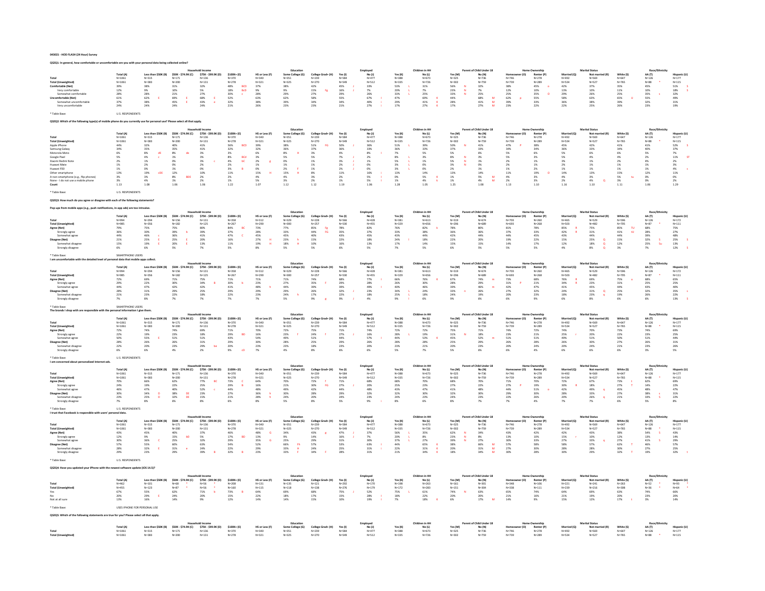043021 - HOD FLASH (24 Hour) Survey

**QS2Q1: In general, how comfortable or uncomfortable are you with your personal data being collected online?**

| | | Household Income | | | | Education | | | Employed | | Children in HH | | Parent of Child Under 18 | | Home Ownership | | Marital Status | | Race/Ethnicity | | |
|---|---|---|---|---|---|---|---|---|---|---|---|---|---|---|---|---|---|---|---|---|---|
| | Total (A) | Less than $50K (B) | $50K - $74.9K (C) | $75K - $99.9K (D) | $100K+ (E) | HS or Less (F) | Some College (G) | College Grad+ (H) | Yes (I) | No (J) | Yes (K) | No (L) | Yes (M) | No (N) | Homeowner (O) | Renter (P) | Married (Q) | Not married (R) | White (S) | AA (T) | Hispanic (U) |
| Total | N=1061 | N=315 | N=171 | N=136 | N=370 | N=340 | N=351 | N=239 | N=584 | N=477 | N=388 | N=673 | N=325 | N=736 | N=746 | N=278 | N=492 | N=569 | N=647 | N=126 | N=177 |
| Total (Unweighted) | N=1061 | N=383 | N=200 | N=131 | N=278 | N=321 | N=325 | N=270 | N=549 | N=512 | N=335 | N=726 | N=302 | N=759 | N=739 | N=289 | N=534 | N=527 | N=765 | N=88 * | N=115 |
| Comfortable (Net) | 39% | 38% | 31% | 32% | 48% BCD | 37% | 38% | 42% | 45% J | 33% | 53% L | 31% | 56% N | 32% | 38% | 45% o | 42% | 37% | 35% | 45% | 51% S |
| Very comfortable | 12% | 9% | 10% | 5% | 18% bcD | 9% | 9% | 15% Fg | 16% J | 7% | 20% L | 7% | 23% N | 7% | 12% | 10% | 13% | 10% | 11% | 10% | 18% S |
| Somewhat comfortable | 28% | 28% | 21% | 27% | 30% c | 28% | 29% | 27% | 29% | 26% | 33% L | 25% | 33% N | 25% | 25% | 35% O | 29% | 26% | 25% | 35% s | 32% |
| Uncomfortable (Net) | 61% | 62% E | 69% E | 68% E | 52% | 63% | 62% | 58% | 55% | 67% I | 47% | 69% K | 44% | 68% M | 62% p | 55% | 58% | 63% | 65% U | 55% | 49% |
| Somewhat uncomfortable | 37% | 38% | 45% E | 43% e | 32% | 38% | 39% | 34% | 34% | 40% i | 29% | 41% K | 28% | 41% M | 39% | 33% | 36% | 38% | 39% | 32% | 31% |
| Very uncomfortable | 24% | 24% | 24% | 24% | 21% | 26% | 23% | 23% | 21% | 27% I | 17% | 27% K | 17% | 27% M | 23% | 22% | 22% | 25% | 26% | 23% | 19% |

* Table Base: U.S. RESPONDENTS

**QS2Q2: Which of the following type(s) of mobile phone do you currently use for personal use? Please select all that apply.**

| | | Household Income | | | | Education | | | Employed | | Children in HH | | Parent of Child Under 18 | | Home Ownership | | Marital Status | | Race/Ethnicity | | |
|---|---|---|---|---|---|---|---|---|---|---|---|---|---|---|---|---|---|---|---|---|---|
| | Total (A) | Less than $50K (B) | $50K - $74.9K (C) | $75K - $99.9K (D) | $100K+ (E) | HS or Less (F) | Some College (G) | College Grad+ (H) | Yes (I) | No (J) | Yes (K) | No (L) | Yes (M) | No (N) | Homeowner (O) | Renter (P) | Married (Q) | Not married (R) | White (S) | AA (T) | Hispanic (U) |
| Total | N=1061 | N=315 | N=171 | N=136 | N=370 | N=340 | N=351 | N=239 | N=584 | N=477 | N=388 | N=673 | N=325 | N=736 | N=746 | N=278 | N=492 | N=569 | N=647 | N=126 | N=177 |
| Total (Unweighted) | N=1061 | N=383 | N=200 | N=131 | N=278 | N=321 | N=325 | N=270 | N=549 | N=512 | N=335 | N=726 | N=302 | N=759 | N=739 | N=289 | N=534 | N=527 | N=765 | N=88 * | N=115 |
| Apple iPhone | 44% | 32% | 40% | 41% | 56% BCD | 39% | 38% | 51% FG | 50% J | 36% | 51% L | 39% | 50% N | 41% | 47% P | 38% | 45% | 42% | 41% | 41% | 52% S |
| Samsung Galaxy | 34% | 35% | 35% | 41% | 32% | 32% | 36% | 37% | 36% | 33% | 36% | 33% | 37% | 33% | 34% | 34% | 36% | 33% | 34% | 40% | 37% |
| Motorola Moto | 6% | 8% dE | 8% de | 3% | 3% | 6% | 8% H | 3% | 4% | 8% I | 7% | 5% | 5% | 6% | 5% | 6% | 5% | 6% | 6% | 5% | 7% |
| Google Pixel | 5% | 4% c | 1% | 3% | 8% BCd | 3% | 5% | 5% | 7% J | 2% | 8% L | 3% | 8% N | 3% | 5% | 3% | 5% | 4% | 4% | 2% | 11% ST |
| Xiaomi Redmi Note | 2% | 1% | 0% | 3% c | 4% bC | 2% g | 0% | 1% | 3% J | 1% | 5% L | 1% | 5% N | 1% | 2% | 1% | 3% | 1% | 2% | 4% | 2% |
| Huawei Mate | 1% | 2% | 0% | 2% | 2% | 1% | 1% | 1% | 2% J | 0% | 3% L | 0% | 3% N | 0% | 2% | 1% | 2% | 1% | 1% | 3% | 3% |
| Huawei P20 | 1% | 0% | 2% | 0% | 3% B | 0% | 2% F | 1% | 2% J | 0% | 3% L | 0% | 2% | 1% | 1% | 2% | 1% | 1% | 1% | 1% | 4% s |
| Other smartphone | 13% | 19% cDE | 12% | 10% | 11% | 15% H | 15% H | 8% | 11% | 16% I | 13% | 14% | 13% | 14% | 11% | 19% O | 14% | 13% | 15% | 12% | 11% |
| A non-smartphone (e.g., flip phones) | 4% | 3% | 8% BDE | 2% | 2% | 4% | 4% | 3% | 2% | 5% I | 0% | 5% K | 1% | 5% M | 4% | 3% | 4% | 3% | 5% tu | 0% | 2% |
| None - I do not use a mobile phone | 3% | 4% | 1% | 2% | 1% | 5% | 3% | 2% | 1% | 5% I | 1% | 4% K | 1% | 4% M | 2% | 3% | 2% | 4% Q | 3% | 0% | 2% |
| Count | 1.13 | 1.08 | 1.06 | 1.06 | 1.22 | 1.07 | 1.12 | 1.12 | 1.19 | 1.06 | 1.28 | 1.05 | 1.25 | 1.08 | 1.13 | 1.10 | 1.16 | 1.10 | 1.11 | 1.06 | 1.29 |

* Table Base: U.S. RESPONDENTS

**QS2Q3: How much do you agree or disagree with each of the following statements?**

**Pop-ups from mobile apps (e.g., push notifications, in-app ads) are too intrusive.**

| | | Household Income | | | | Education | | | Employed | | Children in HH | | Parent of Child Under 18 | | Home Ownership | | Marital Status | | Race/Ethnicity | | |
|---|---|---|---|---|---|---|---|---|---|---|---|---|---|---|---|---|---|---|---|---|---|
| | Total (A) | Less than $50K (B) | $50K - $74.9K (C) | $75K - $99.9K (D) | $100K+ (E) | HS or Less (F) | Some College (G) | College Grad+ (H) | Yes (I) | No (J) | Yes (K) | No (L) | Yes (M) | No (N) | Homeowner (O) | Renter (P) | Married (Q) | Not married (R) | White (S) | AA (T) | Hispanic (U) |
| Total | N=994 | N=294 | N=156 | N=131 | N=358 | N=312 | N=329 | N=228 | N=566 | N=428 | N=381 | N=613 | N=319 | N=674 | N=703 | N=260 | N=465 | N=529 | N=596 | N=126 | N=172 |
| Total (Unweighted) | N=985 | N=356 | N=182 | N=125 | N=267 | N=290 | N=300 | N=257 | N=530 | N=455 | N=329 | N=656 | N=296 | N=689 | N=693 | N=268 | N=503 | N=482 | N=705 | N=87 * | N=111 |
| Agree (Net) | 79% | 75% | 75% | 80% | 84% BC | 73% | 77% | 85% Fg | 78% | 82% | 76% | 82% k | 78% | 80% | 81% | 78% | 85% R | 75% | 85% TU | 68% | 73% |
| Strongly agree | 36% | 30% | 39% b | 39% | 37% | 28% | 33% | 44% FG | 35% | 37% | 33% | 38% | 36% | 36% | 37% | 33% | 42% R | 31% | 41% tU | 28% | 27% |
| Somewhat agree | 44% | 46% c | 36% | 41% | 47% C | 45% | 45% | 40% | 43% | 45% | 43% | 44% | 42% | 44% | 44% | 45% | 43% | 44% | 44% | 39% | 48% |
| Disagree (Net) | 21% | 25% E | 25% E | 20% | 16% | 27% H | 23% h | 15% | 22% | 18% | 24% l | 18% | 22% | 20% | 19% | 22% | 15% | 25% Q | 15% | 32% S | 25% S |
| Somewhat disagree | 15% | 19% E | 20% E | 13% | 11% | 19% H | 18% H | 10% | 16% | 13% | 17% | 14% | 15% | 15% | 14% | 17% | 12% | 18% Q | 12% | 25% Su | 13% |
| Strongly disagree | 6% | 6% | 5% | 7% | 5% | 8% | 5% | 5% | 6% | 5% | 7% | 5% | 6% | 5% | 5% | 5% | 4% | 8% Q | 3% | 7% | 12% S |

* Table Base: SMARTPHONE USERS

**I am uncomfortable with the detailed level of personal data that mobile apps collect.**

| | | Household Income | | | | Education | | | Employed | | Children in HH | | Parent of Child Under 18 | | Home Ownership | | Marital Status | | Race/Ethnicity | | |
|---|---|---|---|---|---|---|---|---|---|---|---|---|---|---|---|---|---|---|---|---|---|
| | Total (A) | Less than $50K (B) | $50K - $74.9K (C) | $75K - $99.9K (D) | $100K+ (E) | HS or Less (F) | Some College (G) | College Grad+ (H) | Yes (I) | No (J) | Yes (K) | No (L) | Yes (M) | No (N) | Homeowner (O) | Renter (P) | Married (Q) | Not married (R) | White (S) | AA (T) | Hispanic (U) |
| Total | N=994 | N=294 | N=156 | N=131 | N=358 | N=312 | N=329 | N=228 | N=566 | N=428 | N=381 | N=613 | N=319 | N=674 | N=703 | N=260 | N=465 | N=529 | N=596 | N=126 | N=172 |
| Total (Unweighted) | N=985 | N=356 | N=182 | N=125 | N=267 | N=290 | N=300 | N=257 | N=530 | N=455 | N=329 | N=656 | N=296 | N=689 | N=693 | N=268 | N=503 | N=482 | N=705 | N=87 * | N=111 |
| Agree (Net) | 72% | 69% | 71% | 75% | 71% | 71% | 71% | 74% | 68% | 77% I | 66% | 76% K | 67% | 74% m | 73% | 68% | 76% R | 69% | 75% s | 68% | 65% |
| Strongly agree | 29% | 22% | 30% | 34% B | 30% b | 23% | 27% | 35% F | 29% | 28% | 26% | 30% | 28% | 29% | 31% P | 21% | 34% R | 23% | 31% | 25% | 25% |
| Somewhat agree | 44% | 47% | 42% | 42% | 41% | 48% h | 44% | 39% | 39% | 49% I | 40% | 46% | 39% | 46% m | 42% | 47% | 41% | 45% | 44% | 43% | 40% |
| Disagree (Net) | 28% | 31% | 29% | 25% | 29% | 29% | 29% | 26% | 32% J | 23% | 34% L | 24% | 33% n | 26% | 27% | 32% | 24% | 31% Q | 25% | 32% | 35% s |
| Somewhat disagree | 21% | 23% | 22% | 18% | 22% | 23% | 24% h | 17% | 22% | 18% | 25% L | 18% | 24% | 19% | 20% | 23% | 18% | 23% q | 19% | 26% | 22% |
| Strongly disagree | 7% | 8% | 7% | 7% | 7% | 7% | 5% | 9% g | 9% J | 4% | 9% L | 6% | 9% | 6% | 6% | 9% | 6% | 8% | 6% | 6% | 13% S |

* Table Base: SMARTPHONE USERS

**The brands I shop with are responsible with the personal information I give them.**

| | | Household Income | | | | Education | | | Employed | | Children in HH | | Parent of Child Under 18 | | Home Ownership | | Marital Status | | Race/Ethnicity | | |
|---|---|---|---|---|---|---|---|---|---|---|---|---|---|---|---|---|---|---|---|---|---|
| | Total (A) | Less than $50K (B) | $50K - $74.9K (C) | $75K - $99.9K (D) | $100K+ (E) | HS or Less (F) | Some College (G) | College Grad+ (H) | Yes (I) | No (J) | Yes (K) | No (L) | Yes (M) | No (N) | Homeowner (O) | Renter (P) | Married (Q) | Not married (R) | White (S) | AA (T) | Hispanic (U) |
| Total | N=1061 | N=315 | N=171 | N=136 | N=370 | N=340 | N=351 | N=239 | N=584 | N=477 | N=388 | N=673 | N=325 | N=736 | N=746 | N=278 | N=492 | N=569 | N=647 | N=126 | N=177 |
| Total (Unweighted) | N=1061 | N=383 | N=200 | N=131 | N=278 | N=321 | N=325 | N=270 | N=549 | N=512 | N=335 | N=726 | N=302 | N=759 | N=739 | N=289 | N=534 | N=527 | N=765 | N=88 * | N=115 |
| Agree (Net) | 72% | 74% | 74% | 69% | 71% | 70% | 72% | 75% | 71% | 74% | 72% | 72% | 75% | 71% | 74% | 72% | 74% | 70% | 73% | 74% | 69% |
| Strongly agree | 22% | 19% | 23% | 18% | 29% BD | 16% | 23% f | 24% f | 27% J | 16% | 28% L | 19% | 31% N | 18% | 23% | 21% | 25% r | 20% | 22% | 23% | 25% |
| Somewhat agree | 50% | 55% E | 51% | 51% | 43% | 54% | 49% | 51% | 44% | 57% I | 44% | 53% K | 45% | 52% m | 51% | 51% | 49% | 51% | 50% | 51% | 44% |
| Disagree (Net) | 28% | 26% | 26% | 31% | 29% | 30% | 28% | 25% | 29% | 26% | 28% | 28% | 25% | 29% | 26% | 28% | 26% | 30% | 27% | 26% | 31% |
| Somewhat disagree | 22% | 20% | 23% | 29% be | 20% | 23% | 23% | 18% | 23% | 20% | 23% | 21% | 20% | 23% | 20% | 24% | 20% | 24% | 21% | 23% | 26% |
| Strongly disagree | 6% | 6% | 4% | 2% | 9% cD | 7% | 4% | 8% | 6% | 6% | 5% | 7% | 5% | 6% | 6% | 4% | 6% | 6% | 6% | 3% | 5% |

* Table Base: U.S. RESPONDENTS

**I am concerned about personalized Internet ads.**

| | | Household Income | | | | Education | | | Employed | | Children in HH | | Parent of Child Under 18 | | Home Ownership | | Marital Status | | Race/Ethnicity | | |
|---|---|---|---|---|---|---|---|---|---|---|---|---|---|---|---|---|---|---|---|---|---|
| | Total (A) | Less than $50K (B) | $50K - $74.9K (C) | $75K - $99.9K (D) | $100K+ (E) | HS or Less (F) | Some College (G) | College Grad+ (H) | Yes (I) | No (J) | Yes (K) | No (L) | Yes (M) | No (N) | Homeowner (O) | Renter (P) | Married (Q) | Not married (R) | White (S) | AA (T) | Hispanic (U) |
| Total | N=1061 | N=315 | N=171 | N=136 | N=370 | N=340 | N=351 | N=239 | N=584 | N=477 | N=388 | N=673 | N=325 | N=736 | N=746 | N=278 | N=492 | N=569 | N=647 | N=126 | N=177 |
| Total (Unweighted) | N=1061 | N=383 | N=200 | N=131 | N=278 | N=321 | N=325 | N=270 | N=549 | N=512 | N=335 | N=726 | N=302 | N=759 | N=739 | N=289 | N=534 | N=527 | N=765 | N=88 * | N=115 |
| Agree (Net) | 70% | 66% | 62% | 77% BC | 73% C | 64% | 70% | 72% F | 71% | 68% | 68% | 70% | 68% | 70% | 71% | 70% | 72% | 67% | 73% t | 62% | 69% |
| Strongly agree | 24% | 19% | 22% | 25% | 29% B | 16% | 21% | 30% FG | 27% J | 20% | 25% | 23% | 27% | 22% | 27% P | 19% | 30% R | 18% | 27% T | 14% | 22% |
| Somewhat agree | 46% | 47% | 40% | 52% c | 44% | 48% | 49% | 42% | 44% | 48% | 43% | 47% | 41% | 48% | 44% | 51% o | 42% | 49% q | 45% | 48% | 47% |
| Disagree (Net) | 30% | 34% D | 38% DE | 23% | 27% | 36% h | 30% | 28% | 29% | 32% | 32% | 30% | 32% | 30% | 29% | 30% | 28% | 33% | 27% | 38% s | 31% |
| Somewhat disagree | 23% | 25% D | 32% DE | 15% | 21% | 28% h | 24% | 20% | 20% | 23% | 24% | 23% | 24% | 23% | 22% | 26% | 20% | 26% q | 21% | 33% S | 22% |
| Strongly disagree | 7% | 8% | 6% | 8% | 6% | 8% | 5% | 8% | 5% | 9% i | 8% | 6% | 8% | 7% | 7% | 4% | 7% | 7% | 6% | 5% | 8% |

* Table Base: U.S. RESPONDENTS

**I trust that Facebook is responsible with users' personal data.**

| | | Household Income | | | | Education | | | Employed | | Children in HH | | Parent of Child Under 18 | | Home Ownership | | Marital Status | | Race/Ethnicity | | |
|---|---|---|---|---|---|---|---|---|---|---|---|---|---|---|---|---|---|---|---|---|---|
| | Total (A) | Less than $50K (B) | $50K - $74.9K (C) | $75K - $99.9K (D) | $100K+ (E) | HS or Less (F) | Some College (G) | College Grad+ (H) | Yes (I) | No (J) | Yes (K) | No (L) | Yes (M) | No (N) | Homeowner (O) | Renter (P) | Married (Q) | Not married (R) | White (S) | AA (T) | Hispanic (U) |
| Total | N=1061 | N=315 | N=171 | N=136 | N=370 | N=340 | N=351 | N=239 | N=584 | N=477 | N=388 | N=673 | N=325 | N=736 | N=746 | N=278 | N=492 | N=569 | N=647 | N=126 | N=177 |
| Total (Unweighted) | N=1061 | N=383 | N=200 | N=131 | N=278 | N=321 | N=325 | N=270 | N=549 | N=512 | N=335 | N=726 | N=302 | N=759 | N=739 | N=289 | N=534 | N=527 | N=765 | N=88 * | N=115 |
| Agree (Net) | 43% | 45% | 40% | 37% | 46% | 48% G | 34% | 43% g | 47% J | 37% | 56% L | 35% | 62% N | 34% | 43% | 42% | 42% | 43% | 38% | 54% S | 43% |
| Strongly agree | 12% | 9% | 15% bD | 5% | 17% BD | 13% | 9% | 14% | 16% J | 7% | 20% L | 8% | 23% N | 8% | 13% | 10% | 15% r | 10% | 12% | 13% | 14% |
| Somewhat agree | 30% | 36% C | 25% | 32% | 29% | 35% G | 25% | 29% | 31% | 30% | 37% L | 27% | 39% N | 27% | 30% | 33% | 27% | 33% q | 27% | 41% S | 29% |
| Disagree (Net) | 57% | 55% | 60% | 63% | 54% | 52% | 66% Fh | 57% | 53% | 63% I | 44% | 65% K | 38% | 66% M | 57% | 58% | 58% | 57% | 62% T | 46% | 57% |
| Somewhat disagree | 28% | 32% E | 31% e | 24% | 22% | 29% | 33% H | 24% | 25% | 31% I | 22% | 31% K | 20% | 31% M | 27% | 30% | 28% | 28% | 30% | 27% | 25% |
| Strongly disagree | 29% | 23% | 29% | 39% B | 32% B | 23% | 33% F | 34% F | 28% | 31% | 21% | 34% K | 18% | 34% M | 30% | 28% | 30% | 29% | 32% T | 19% | 32% t |

* Table Base: U.S. RESPONDENTS

**QS2Q4: Have you updated your iPhone with the newest software update (iOS 14.5)?**

| | | Household Income | | | | Education | | | Employed | | Children in HH | | Parent of Child Under 18 | | Home Ownership | | Marital Status | | Race/Ethnicity | | |
|---|---|---|---|---|---|---|---|---|---|---|---|---|---|---|---|---|---|---|---|---|---|
| | Total (A) | Less than $50K (B) | $50K - $74.9K (C) | $75K - $99.9K (D) | $100K+ (E) | HS or Less (F) | Some College (G) | College Grad+ (H) | Yes (I) | No (J) | Yes (K) | No (L) | Yes (M) | No (N) | Homeowner (O) | Renter (P) | Married (Q) | Not married (R) | White (S) | AA (T) | Hispanic (U) |
| Total | N=462 | N=101 | N=68 | N=56 | N=208 | N=131 | N=135 | N=121 | N=292 | N=170 | N=198 | N=263 | N=161 | N=301 | N=348 | N=106 | N=221 | N=241 | N=263 | N=52 * | N=93 |
| Total (Unweighted) | N=455 | N=123 | N=87 * | N=56 * | N=160 | N=115 | N=118 | N=138 | N=276 | N=179 | N=172 | N=283 | N=151 | N=304 | N=338 | N=111 | N=239 | N=216 | N=308 | N=36 * | N=64 * |
| Yes | 67% | 55% | 62% | 71% | 73% B | 64% | 69% | 68% | 75% J | 52% | 75% L | 61% | 74% N | 63% | 65% | 74% | 64% | 69% | 63% | 74% | 66% |
| No | 20% | 29% E | 24% | 20% | 15% | 22% | 18% | 17% | 15% | 28% I | 18% | 22% | 20% | 21% | 21% | 16% | 21% | 19% | 20% | 23% | 20% |
| Not at all sure | 13% | 16% | 14% | 9% | 12% | 14% | 14% | 15% | 10% | 19% I | 7% | 18% K | 6% | 17% M | 14% | 9% | 15% | 12% | 17% t | 3% | 14% |

* Table Base: USES IPHONE FOR PERSONAL USE

**QS2Q5: Which of the following statements are true for you? Please select all that apply.**

| | | Household Income | | | | Education | | | Employed | | Children in HH | | Parent of Child Under 18 | | Home Ownership | | Marital Status | | Race/Ethnicity | | |
|---|---|---|---|---|---|---|---|---|---|---|---|---|---|---|---|---|---|---|---|---|---|
| | Total (A) | Less than $50K (B) | $50K - $74.9K (C) | $75K - $99.9K (D) | $100K+ (E) | HS or Less (F) | Some College (G) | College Grad+ (H) | Yes (I) | No (J) | Yes (K) | No (L) | Yes (M) | No (N) | Homeowner (O) | Renter (P) | Married (Q) | Not married (R) | White (S) | AA (T) | Hispanic (U) |
| Total | N=1061 | N=315 | N=171 | N=136 | N=370 | N=340 | N=351 | N=239 | N=584 | N=477 | N=388 | N=673 | N=325 | N=736 | N=746 | N=278 | N=492 | N=569 | N=647 | N=126 | N=177 |
| Total (Unweighted) | N=1061 | N=383 | N=200 | N=131 | N=278 | N=321 | N=325 | N=270 | N=549 | N=512 | N=335 | N=726 | N=302 | N=759 | N=739 | N=289 | N=534 | N=527 | N=765 | N=88 * | N=115 |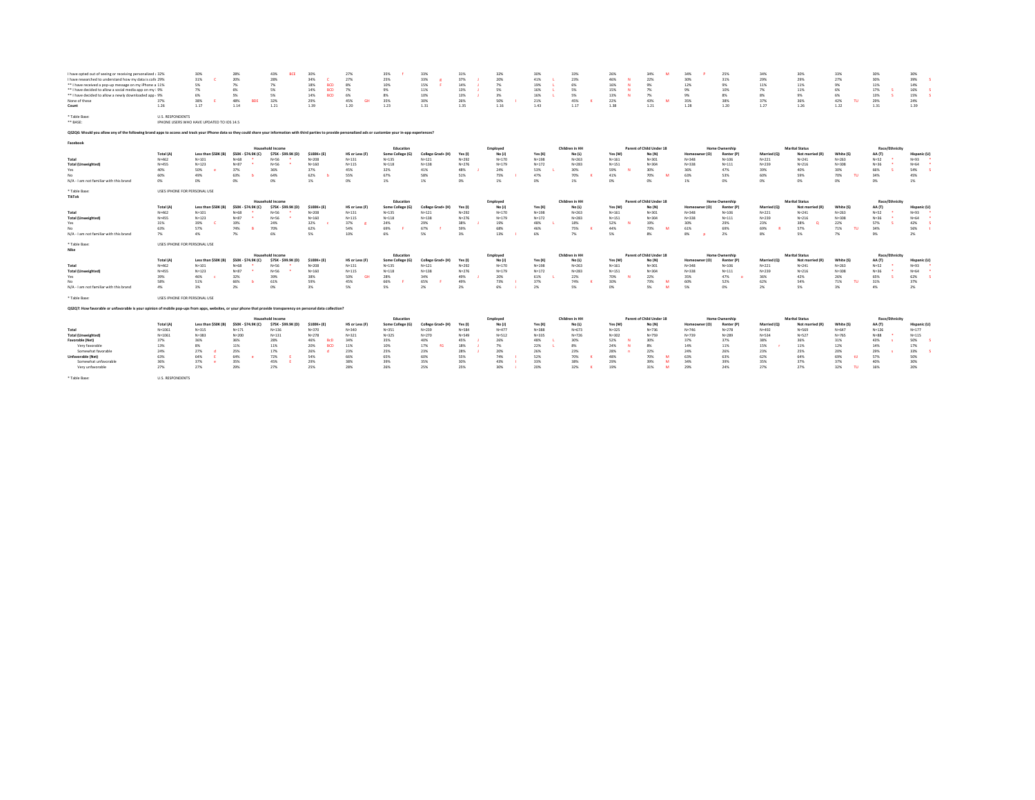| | Total | Less than $50K | $50K - $74.9K | $75K - $99.9K | $100K+ | HS or Less | Some College | College Grad+ | Employed Yes | Employed No | Children in HH Yes | Children in HH No | Parent Yes | Parent No | Homeowner | Renter | Married | Not married | White | AA | Hispanic |
|---|---|---|---|---|---|---|---|---|---|---|---|---|---|---|---|---|---|---|---|---|---|
| I have opted out of seeing or receiving personalized ... | 32% | 30% | 28% | 43% BCE | 30% | 27% | 35% f | 33% | 31% | 32% | 30% | 33% | 26% | 34% M | 34% P | 25% | 34% | 30% | 33% | 30% | 30% |
| I have researched to understand how my data is colle... | 29% | 31% C | 20% | 28% | 34% C | 27% | 25% | 33% g | 37% J | 20% | 41% L | 23% | 46% N | 22% | 30% | 31% | 29% | 29% | 27% | 30% | 39% S |
| ** I have received a pop-up message on my iPhone a... | 11% | 5% | 7% | 7% | 18% BCD | 8% | 10% | 15% F | 14% J | 7% | 19% L | 6% | 16% N | 9% | 12% | 9% | 11% | 11% | 9% | 11% | 14% |
| ** I have decided to allow a social media app on my i... | 9% | 7% | 6% | 5% | 14% BCD | 7% | 9% | 11% | 13% J | 5% | 16% L | 5% | 15% N | 7% | 9% | 10% | 7% | 11% | 6% | 17% S | 16% S |
| ** I have decided to allow a newly downloaded app... | 9% | 6% | 5% | 5% | 14% BCD | 6% | 8% | 10% | 13% J | 3% | 16% L | 5% | 13% N | 7% | 9% | 8% | 8% | 9% | 6% | 13% S | 15% S |
| None of these | 37% | 38% E | 48% BDE | 32% | 29% | 45% GH | 35% | 30% | 26% | 50% I | 21% | 45% K | 22% | 43% M | 35% | 38% | 37% | 36% | 42% TU | 29% | 24% |
| Count | 1.26 | 1.17 | 1.14 | 1.21 | 1.39 | 1.20 | 1.23 | 1.31 | 1.35 | 1.16 | 1.43 | 1.17 | 1.38 | 1.21 | 1.28 | 1.20 | 1.27 | 1.26 | 1.22 | 1.31 | 1.39 |

* Table Base: U.S. RESPONDENTS
** BASE: IPHONE USERS WHO HAVE UPDATED TO IOS 14.5

**QS2Q6: Would you allow any of the following brand apps to access and track your iPhone data so they could share your information with third parties to provide personalized ads or customize your in-app experiences?**

**Facebook**

| | | Household Income | | | | Education | | | Employed | | Children in HH | | Parent of Child Under 18 | | Home Ownership | | Marital Status | | Race/Ethnicity | | |
|---|---|---|---|---|---|---|---|---|---|---|---|---|---|---|---|---|---|---|---|---|---|
| | Total (A) | Less than $50K (B) | $50K - $74.9K (C) | $75K - $99.9K (D) | $100K+ (E) | HS or Less (F) | Some College (G) | College Grad+ (H) | Yes (I) | No (J) | Yes (K) | No (L) | Yes (M) | No (N) | Homeowner (O) | Renter (P) | Married (Q) | Not married (R) | White (S) | AA (T) | Hispanic (U) |
| Total | N=462 | N=101 | N=68 * | N=56 * | N=208 | N=131 | N=135 | N=121 | N=292 | N=170 | N=198 | N=263 | N=161 | N=301 | N=348 | N=106 | N=221 | N=241 | N=263 | N=52 * | N=93 * |
| Total (Unweighted) | N=455 | N=123 | N=87 * | N=56 * | N=160 | N=115 | N=118 | N=138 | N=276 | N=179 | N=172 | N=283 | N=151 | N=304 | N=338 | N=111 | N=239 | N=216 | N=308 | N=36 * | N=64 * |
| Yes | 40% | 50% e | 37% | 36% | 37% | 45% | 32% | 41% | 48% J | 24% | 53% L | 30% | 59% N | 30% | 36% | 47% | 39% | 40% | 30% | 66% S | 54% S |
| No | 60% | 49% | 63% b | 64% | 62% b | 55% | 67% | 58% | 51% | 75% I | 47% | 70% K | 41% | 70% M | 63% | 53% | 60% | 59% | 70% TU | 34% | 45% |
| N/A - I am not familiar with this brand | 0% | 0% | 0% | 0% | 1% | 0% | 1% | 1% | 0% | 1% | 0% | 1% | 0% | 0% | 1% | 0% | 0% | 0% | 0% | 0% | 1% |

* Table Base: USES IPHONE FOR PERSONAL USE

**TikTok**

| | | Household Income | | | | Education | | | Employed | | Children in HH | | Parent of Child Under 18 | | Home Ownership | | Marital Status | | Race/Ethnicity | | |
|---|---|---|---|---|---|---|---|---|---|---|---|---|---|---|---|---|---|---|---|---|---|
| | Total (A) | Less than $50K (B) | $50K - $74.9K (C) | $75K - $99.9K (D) | $100K+ (E) | HS or Less (F) | Some College (G) | College Grad+ (H) | Yes (I) | No (J) | Yes (K) | No (L) | Yes (M) | No (N) | Homeowner (O) | Renter (P) | Married (Q) | Not married (R) | White (S) | AA (T) | Hispanic (U) |
| Total | N=462 | N=101 | N=68 * | N=56 * | N=208 | N=131 | N=135 | N=121 | N=292 | N=170 | N=198 | N=263 | N=161 | N=301 | N=348 | N=106 | N=221 | N=241 | N=263 | N=52 * | N=93 * |
| Total (Unweighted) | N=455 | N=123 | N=87 * | N=56 * | N=160 | N=115 | N=118 | N=138 | N=276 | N=179 | N=172 | N=283 | N=151 | N=304 | N=338 | N=111 | N=239 | N=216 | N=308 | N=36 * | N=64 * |
| Yes | 31% | 39% C | 19% | 24% | 32% c | 37% g | 24% | 29% | 38% J | 19% | 48% L | 18% | 52% N | 19% | 30% | 29% | 23% | 38% Q | 22% | 57% S | 42% S |
| No | 63% | 57% | 74% B | 70% | 62% | 54% | 69% F | 67% f | 59% | 68% | 46% | 75% K | 44% | 73% M | 61% | 69% | 69% R | 57% | 71% TU | 34% | 56% t |
| N/A - I am not familiar with this brand | 7% | 4% | 7% | 6% | 5% | 10% | 6% | 5% | 3% | 13% I | 6% | 7% | 5% | 8% | 8% p | 2% | 8% | 5% | 7% | 9% | 2% |

* Table Base: USES IPHONE FOR PERSONAL USE

**Nike**

| | | Household Income | | | | Education | | | Employed | | Children in HH | | Parent of Child Under 18 | | Home Ownership | | Marital Status | | Race/Ethnicity | | |
|---|---|---|---|---|---|---|---|---|---|---|---|---|---|---|---|---|---|---|---|---|---|
| | Total (A) | Less than $50K (B) | $50K - $74.9K (C) | $75K - $99.9K (D) | $100K+ (E) | HS or Less (F) | Some College (G) | College Grad+ (H) | Yes (I) | No (J) | Yes (K) | No (L) | Yes (M) | No (N) | Homeowner (O) | Renter (P) | Married (Q) | Not married (R) | White (S) | AA (T) | Hispanic (U) |
| Total | N=462 | N=101 | N=68 * | N=56 * | N=208 | N=131 | N=135 | N=121 | N=292 | N=170 | N=198 | N=263 | N=161 | N=301 | N=348 | N=106 | N=221 | N=241 | N=263 | N=52 * | N=93 * |
| Total (Unweighted) | N=455 | N=123 | N=87 * | N=56 * | N=160 | N=115 | N=118 | N=138 | N=276 | N=179 | N=172 | N=283 | N=151 | N=304 | N=338 | N=111 | N=239 | N=216 | N=308 | N=36 * | N=64 * |
| Yes | 39% | 46% c | 32% | 39% | 38% | 50% GH | 28% | 34% | 49% J | 20% | 61% L | 22% | 70% N | 22% | 35% | 47% o | 36% | 42% | 26% | 65% S | 62% S |
| No | 58% | 51% | 66% b | 61% | 59% | 45% | 66% F | 65% F | 49% | 73% I | 37% | 74% K | 30% | 73% M | 60% | 52% | 62% | 54% | 71% TU | 31% | 37% |
| N/A - I am not familiar with this brand | 4% | 3% | 2% | 0% | 3% | 5% | 5% | 2% | 2% | 6% i | 2% | 5% | 0% | 5% M | 5% | 0% | 2% | 5% | 3% | 4% | 2% |

* Table Base: USES IPHONE FOR PERSONAL USE

**QS2Q7: How favorable or unfavorable is your opinion of mobile pop-ups from apps, websites, or your phone that provide transparency on personal data collection?**

| | | Household Income | | | | Education | | | Employed | | Children in HH | | Parent of Child Under 18 | | Home Ownership | | Marital Status | | Race/Ethnicity | | |
|---|---|---|---|---|---|---|---|---|---|---|---|---|---|---|---|---|---|---|---|---|---|
| | Total (A) | Less than $50K (B) | $50K - $74.9K (C) | $75K - $99.9K (D) | $100K+ (E) | HS or Less (F) | Some College (G) | College Grad+ (H) | Yes (I) | No (J) | Yes (K) | No (L) | Yes (M) | No (N) | Homeowner (O) | Renter (P) | Married (Q) | Not married (R) | White (S) | AA (T) | Hispanic (U) |
| Total | N=1061 | N=315 | N=171 | N=136 | N=370 | N=340 | N=351 | N=259 | N=584 | N=477 | N=388 | N=673 | N=325 | N=736 | N=746 | N=278 | N=492 | N=569 | N=647 | N=126 | N=177 |
| Total (Unweighted) | N=1061 | N=383 | N=200 | N=131 | N=278 | N=321 | N=325 | N=270 | N=549 | N=512 | N=335 | N=726 | N=302 | N=759 | N=739 | N=289 | N=534 | N=527 | N=765 | N=88 * | N=115 |
| **Favorable (Net)** | 37% | 36% | 36% | 28% | 46% BcD | 34% | 35% | 40% | 45% J | 26% | 48% L | 30% | 52% N | 30% | 37% | 37% | 38% | 36% | 31% | 43% s | 50% S |
| Very favorable | 13% | 8% | 11% | 11% | 20% BCD | 11% | 10% | 17% fG | 18% J | 7% | 22% L | 8% | 24% N | 8% | 14% | 11% | 15% r | 11% | 12% | 14% | 17% |
| Somewhat favorable | 24% | 27% d | 25% | 17% | 26% d | 23% | 25% | 23% | 28% J | 20% | 26% | 23% | 28% n | 22% | 24% | 26% | 23% | 25% | 20% | 29% s | 33% S |
| **Unfavorable (Net)** | 63% | 64% E | 64% e | 72% E | 54% | 66% | 65% | 60% | 55% | 74% I | 52% | 70% K | 48% | 70% M | 63% | 63% | 62% | 64% | 69% tU | 57% | 50% |
| Somewhat unfavorable | 36% | 37% e | 35% | 45% E | 29% | 38% | 39% | 35% | 30% | 43% I | 33% | 38% | 29% | 39% M | 34% | 39% | 35% | 37% | 37% | 40% | 30% |
| Very unfavorable | 27% | 27% | 29% | 27% | 25% | 28% | 26% | 25% | 25% | 30% I | 20% | 32% K | 19% | 31% M | 29% | 24% | 27% | 27% | 32% TU | 16% | 20% |

* Table Base: U.S. RESPONDENTS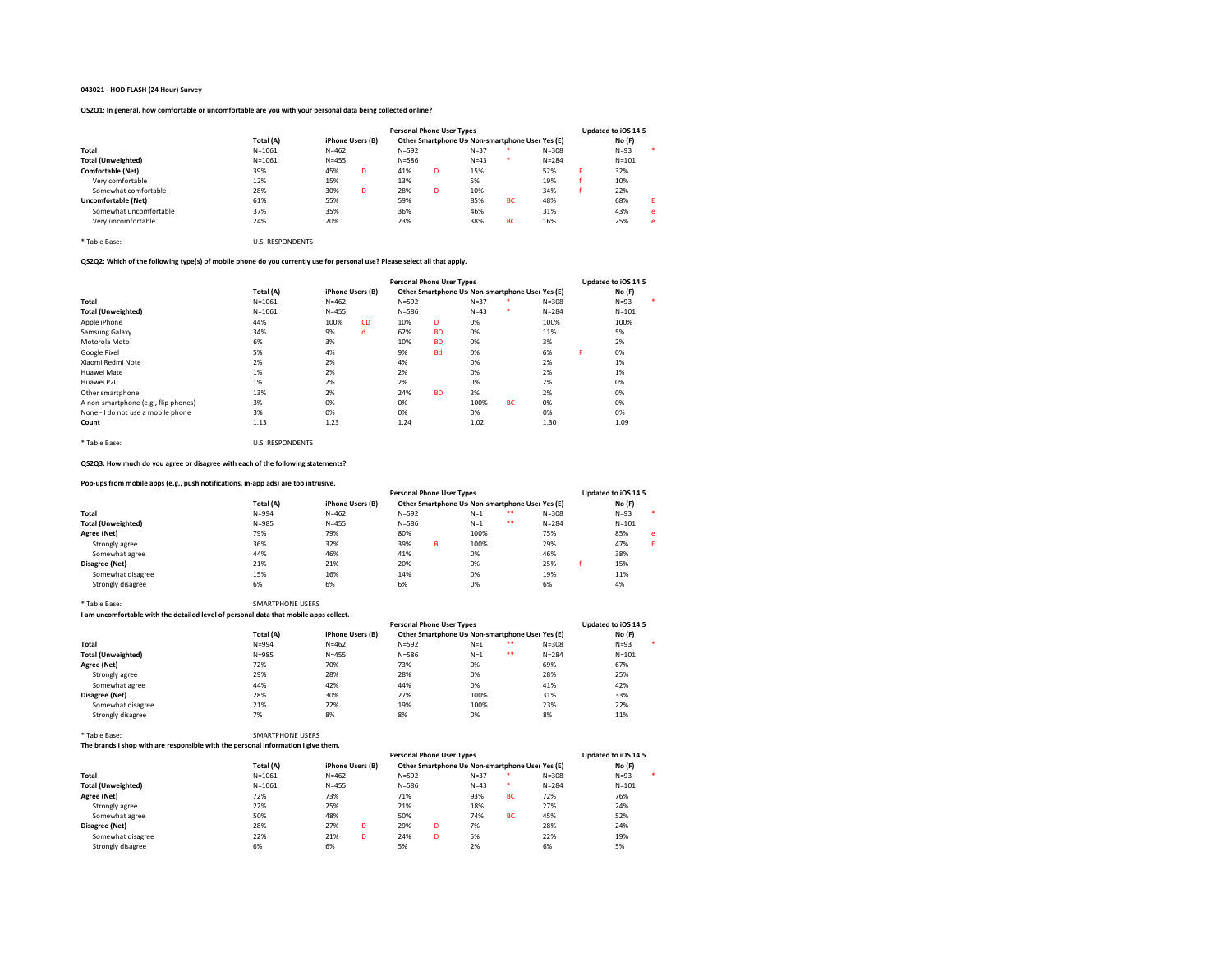**043021 - HOD FLASH (24 Hour) Survey**

**QS2Q1: In general, how comfortable or uncomfortable are you with your personal data being collected online?**

| | Total (A) | iPhone Users (B) | | Personal Phone User Types<br>Other Smartphone Us | | Non-smartphone User | | Updated to iOS 14.5<br>Yes (E) | | No (F) | |
|---|---|---|---|---|---|---|---|---|---|---|---|
| **Total** | N=1061 | N=462 | | N=592 | | N=37 | * | N=308 | | N=93 | * |
| **Total (Unweighted)** | N=1061 | N=455 | | N=586 | | N=43 | * | N=284 | | N=101 | |
| **Comfortable (Net)** | 39% | 45% | D | 41% | D | 15% | | 52% | F | 32% | |
| Very comfortable | 12% | 15% | | 13% | | 5% | | 19% | f | 10% | |
| Somewhat comfortable | 28% | 30% | D | 28% | D | 10% | | 34% | f | 22% | |
| **Uncomfortable (Net)** | 61% | 55% | | 59% | | 85% | BC | 48% | | 68% | E |
| Somewhat uncomfortable | 37% | 35% | | 36% | | 46% | | 31% | | 43% | e |
| Very uncomfortable | 24% | 20% | | 23% | | 38% | BC | 16% | | 25% | e |

\* Table Base: U.S. RESPONDENTS

**QS2Q2: Which of the following type(s) of mobile phone do you currently use for personal use? Please select all that apply.**

| | Total (A) | iPhone Users (B) | | Personal Phone User Types<br>Other Smartphone Us | | Non-smartphone User | | Updated to iOS 14.5<br>Yes (E) | | No (F) | |
|---|---|---|---|---|---|---|---|---|---|---|---|
| **Total** | N=1061 | N=462 | | N=592 | | N=37 | * | N=308 | | N=93 | * |
| **Total (Unweighted)** | N=1061 | N=455 | | N=586 | | N=43 | * | N=284 | | N=101 | |
| Apple iPhone | 44% | 100% | CD | 10% | D | 0% | | 100% | | 100% | |
| Samsung Galaxy | 34% | 9% | d | 62% | BD | 0% | | 11% | | 5% | |
| Motorola Moto | 6% | 3% | | 10% | BD | 0% | | 3% | | 2% | |
| Google Pixel | 5% | 4% | | 9% | Bd | 0% | | 6% | F | 0% | |
| Xiaomi Redmi Note | 2% | 2% | | 4% | | 0% | | 2% | | 1% | |
| Huawei Mate | 1% | 2% | | 2% | | 0% | | 2% | | 1% | |
| Huawei P20 | 1% | 2% | | 2% | | 0% | | 2% | | 0% | |
| Other smartphone | 13% | 2% | | 24% | BD | 2% | | 2% | | 0% | |
| A non-smartphone (e.g., flip phones) | 3% | 0% | | 0% | | 100% | BC | 0% | | 0% | |
| None - I do not use a mobile phone | 3% | 0% | | 0% | | 0% | | 0% | | 0% | |
| **Count** | 1.13 | 1.23 | | 1.24 | | 1.02 | | 1.30 | | 1.09 | |

\* Table Base: U.S. RESPONDENTS

**QS2Q3: How much do you agree or disagree with each of the following statements?**

**Pop-ups from mobile apps (e.g., push notifications, in-app ads) are too intrusive.**

| | Total (A) | iPhone Users (B) | | Personal Phone User Types<br>Other Smartphone Us | | Non-smartphone User | | Updated to iOS 14.5<br>Yes (E) | | No (F) | |
|---|---|---|---|---|---|---|---|---|---|---|---|
| **Total** | N=994 | N=462 | | N=592 | | N=1 | ** | N=308 | | N=93 | * |
| **Total (Unweighted)** | N=985 | N=455 | | N=586 | | N=1 | ** | N=284 | | N=101 | |
| **Agree (Net)** | 79% | 79% | | 80% | | 100% | | 75% | | 85% | e |
| Strongly agree | 36% | 32% | | 39% | B | 100% | | 29% | | 47% | E |
| Somewhat agree | 44% | 46% | | 41% | | 0% | | 46% | | 38% | |
| **Disagree (Net)** | 21% | 21% | | 20% | | 0% | | 25% | f | 15% | |
| Somewhat disagree | 15% | 16% | | 14% | | 0% | | 19% | | 11% | |
| Strongly disagree | 6% | 6% | | 6% | | 0% | | 6% | | 4% | |

\* Table Base: SMARTPHONE USERS

**I am uncomfortable with the detailed level of personal data that mobile apps collect.**

| | Total (A) | iPhone Users (B) | | Personal Phone User Types<br>Other Smartphone Us | | Non-smartphone User | | Updated to iOS 14.5<br>Yes (E) | | No (F) | |
|---|---|---|---|---|---|---|---|---|---|---|---|
| **Total** | N=994 | N=462 | | N=592 | | N=1 | ** | N=308 | | N=93 | * |
| **Total (Unweighted)** | N=985 | N=455 | | N=586 | | N=1 | ** | N=284 | | N=101 | |
| **Agree (Net)** | 72% | 70% | | 73% | | 0% | | 69% | | 67% | |
| Strongly agree | 29% | 28% | | 28% | | 0% | | 28% | | 25% | |
| Somewhat agree | 44% | 42% | | 44% | | 0% | | 41% | | 42% | |
| **Disagree (Net)** | 28% | 30% | | 27% | | 100% | | 31% | | 33% | |
| Somewhat disagree | 21% | 22% | | 19% | | 100% | | 23% | | 22% | |
| Strongly disagree | 7% | 8% | | 8% | | 0% | | 8% | | 11% | |

\* Table Base: SMARTPHONE USERS

**The brands I shop with are responsible with the personal information I give them.**

| | Total (A) | iPhone Users (B) | | Personal Phone User Types<br>Other Smartphone Us | | Non-smartphone User | | Updated to iOS 14.5<br>Yes (E) | | No (F) | |
|---|---|---|---|---|---|---|---|---|---|---|---|
| **Total** | N=1061 | N=462 | | N=592 | | N=37 | * | N=308 | | N=93 | * |
| **Total (Unweighted)** | N=1061 | N=455 | | N=586 | | N=43 | * | N=284 | | N=101 | |
| **Agree (Net)** | 72% | 73% | | 71% | | 93% | BC | 72% | | 76% | |
| Strongly agree | 22% | 25% | | 21% | | 18% | | 27% | | 24% | |
| Somewhat agree | 50% | 48% | | 50% | | 74% | BC | 45% | | 52% | |
| **Disagree (Net)** | 28% | 27% | D | 29% | D | 7% | | 28% | | 24% | |
| Somewhat disagree | 22% | 21% | D | 24% | D | 5% | | 22% | | 19% | |
| Strongly disagree | 6% | 6% | | 5% | | 2% | | 6% | | 5% | |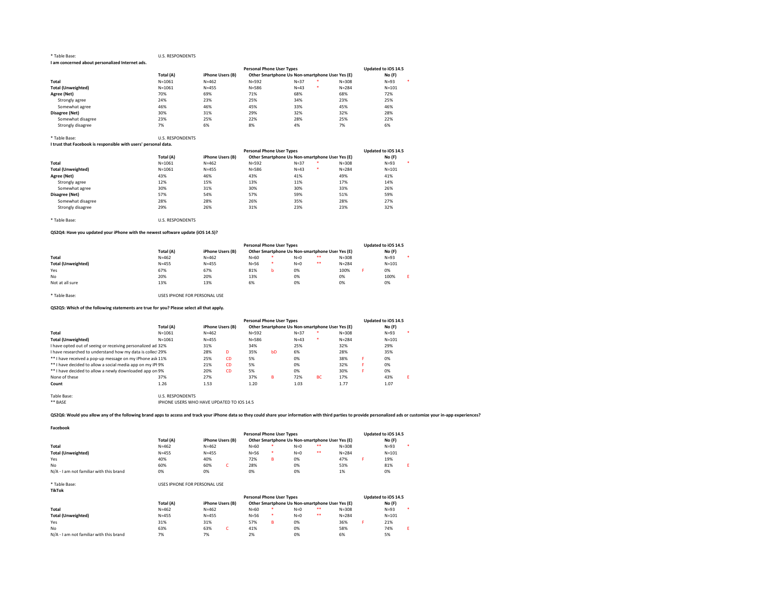\* Table Base: U.S. RESPONDENTS

**I am concerned about personalized Internet ads.**

| | Total (A) | iPhone Users (B) | | Personal Phone User Types | | | | | Updated to iOS 14.5 | |
|---|---|---|---|---|---|---|---|---|---|---|
| | | | | Other Smartphone Us | | Non-smartphone User | | Yes (E) | | No (F) | |
| **Total** | N=1061 | N=462 | | N=592 | | N=37 | * | N=308 | | N=93 | * |
| **Total (Unweighted)** | N=1061 | N=455 | | N=586 | | N=43 | * | N=284 | | N=101 | |
| **Agree (Net)** | 70% | 69% | | 71% | | 68% | | 68% | | 72% | |
| Strongly agree | 24% | 23% | | 25% | | 34% | | 23% | | 25% | |
| Somewhat agree | 46% | 46% | | 45% | | 33% | | 45% | | 46% | |
| **Disagree (Net)** | 30% | 31% | | 29% | | 32% | | 32% | | 28% | |
| Somewhat disagree | 23% | 25% | | 22% | | 28% | | 25% | | 22% | |
| Strongly disagree | 7% | 6% | | 8% | | 4% | | 7% | | 6% | |

\* Table Base: U.S. RESPONDENTS

**I trust that Facebook is responsible with users' personal data.**

| | Total (A) | iPhone Users (B) | | Other Smartphone Us | | Non-smartphone User | | Yes (E) | | No (F) | |
|---|---|---|---|---|---|---|---|---|---|---|---|
| **Total** | N=1061 | N=462 | | N=592 | | N=37 | * | N=308 | | N=93 | * |
| **Total (Unweighted)** | N=1061 | N=455 | | N=586 | | N=43 | * | N=284 | | N=101 | |
| **Agree (Net)** | 43% | 46% | | 43% | | 41% | | 49% | | 41% | |
| Strongly agree | 12% | 15% | | 13% | | 11% | | 17% | | 14% | |
| Somewhat agree | 30% | 31% | | 30% | | 30% | | 33% | | 26% | |
| **Disagree (Net)** | 57% | 54% | | 57% | | 59% | | 51% | | 59% | |
| Somewhat disagree | 28% | 28% | | 26% | | 35% | | 28% | | 27% | |
| Strongly disagree | 29% | 26% | | 31% | | 23% | | 23% | | 32% | |

\* Table Base: U.S. RESPONDENTS

**QS2Q4: Have you updated your iPhone with the newest software update (iOS 14.5)?**

| | Total (A) | iPhone Users (B) | | Other Smartphone Us | | Non-smartphone User | | Yes (E) | | No (F) | |
|---|---|---|---|---|---|---|---|---|---|---|---|
| **Total** | N=462 | N=462 | | N=60 | * | N=0 | ** | N=308 | | N=93 | * |
| **Total (Unweighted)** | N=455 | N=455 | | N=56 | * | N=0 | ** | N=284 | | N=101 | |
| Yes | 67% | 67% | | 81% | b | 0% | | 100% | F | 0% | |
| No | 20% | 20% | | 13% | | 0% | | 0% | | 100% | E |
| Not at all sure | 13% | 13% | | 6% | | 0% | | 0% | | 0% | |

\* Table Base: USES IPHONE FOR PERSONAL USE

**QS2Q5: Which of the following statements are true for you? Please select all that apply.**

| | Total (A) | iPhone Users (B) | | Other Smartphone Us | | Non-smartphone User | | Yes (E) | | No (F) | |
|---|---|---|---|---|---|---|---|---|---|---|---|
| **Total** | N=1061 | N=462 | | N=592 | | N=37 | * | N=308 | | N=93 | * |
| **Total (Unweighted)** | N=1061 | N=455 | | N=586 | | N=43 | * | N=284 | | N=101 | |
| I have opted out of seeing or receiving personalized ad | 32% | 31% | | 34% | | 25% | | 32% | | 29% | |
| I have researched to understand how my data is collec | 29% | 28% | D | 35% | bD | 6% | | 28% | | 35% | |
| ** I have received a pop-up message on my iPhone ask | 11% | 25% | CD | 5% | | 0% | | 38% | F | 0% | |
| ** I have decided to allow a social media app on my iPh | 9% | 21% | CD | 5% | | 0% | | 32% | F | 0% | |
| ** I have decided to allow a newly downloaded app on | 9% | 20% | CD | 5% | | 0% | | 30% | F | 0% | |
| None of these | 37% | 27% | | 37% | B | 72% | BC | 17% | | 43% | E |
| **Count** | 1.26 | 1.53 | | 1.20 | | 1.03 | | 1.77 | | 1.07 | |

Table Base: U.S. RESPONDENTS

** BASE IPHONE USERS WHO HAVE UPDATED TO IOS 14.5

**QS2Q6: Would you allow any of the following brand apps to access and track your iPhone data so they could share your information with third parties to provide personalized ads or customize your in-app experiences?**

**Facebook**

| | Total (A) | iPhone Users (B) | | Other Smartphone Us | | Non-smartphone User | | Yes (E) | | No (F) | |
|---|---|---|---|---|---|---|---|---|---|---|---|
| **Total** | N=462 | N=462 | | N=60 | * | N=0 | ** | N=308 | | N=93 | * |
| **Total (Unweighted)** | N=455 | N=455 | | N=56 | * | N=0 | ** | N=284 | | N=101 | |
| Yes | 40% | 40% | | 72% | B | 0% | | 47% | F | 19% | |
| No | 60% | 60% | C | 28% | | 0% | | 53% | | 81% | E |
| N/A - I am not familiar with this brand | 0% | 0% | | 0% | | 0% | | 1% | | 0% | |

\* Table Base: USES IPHONE FOR PERSONAL USE

**TikTok**

| | Total (A) | iPhone Users (B) | | Other Smartphone Us | | Non-smartphone User | | Yes (E) | | No (F) | |
|---|---|---|---|---|---|---|---|---|---|---|---|
| **Total** | N=462 | N=462 | | N=60 | * | N=0 | ** | N=308 | | N=93 | * |
| **Total (Unweighted)** | N=455 | N=455 | | N=56 | * | N=0 | ** | N=284 | | N=101 | |
| Yes | 31% | 31% | | 57% | B | 0% | | 36% | F | 21% | |
| No | 63% | 63% | C | 41% | | 0% | | 58% | | 74% | E |
| N/A - I am not familiar with this brand | 7% | 7% | | 2% | | 0% | | 6% | | 5% | |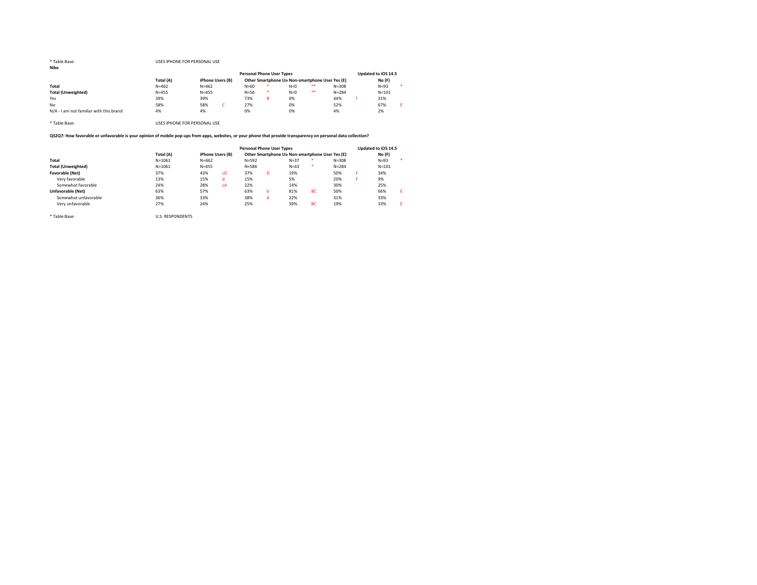\* Table Base: USES IPHONE FOR PERSONAL USE

**Nike**

| | Total (A) | iPhone Users (B) | | Personal Phone User Types | | | | | | Updated to iOS 14.5 | |
|---|---|---|---|---|---|---|---|---|---|---|---|
| | | | | Other Smartphone Us | | Non-smartphone User | | Yes (E) | | No (F) | |
| **Total** | N=462 | N=462 | | N=60 | * | N=0 | ** | N=308 | | N=93 | * |
| **Total (Unweighted)** | N=455 | N=455 | | N=56 | * | N=0 | ** | N=284 | | N=101 | |
| Yes | 39% | 39% | | 73% | B | 0% | | 44% | f | 31% | |
| No | 58% | 58% | C | 27% | | 0% | | 52% | | 67% | E |
| N/A - I am not familiar with this brand | 4% | 4% | | 0% | | 0% | | 4% | | 2% | |

\* Table Base: USES IPHONE FOR PERSONAL USE

**QS2Q7: How favorable or unfavorable is your opinion of mobile pop-ups from apps, websites, or your phone that provide transparency on personal data collection?**

| | Total (A) | iPhone Users (B) | | Personal Phone User Types | | | | | | Updated to iOS 14.5 | |
|---|---|---|---|---|---|---|---|---|---|---|---|
| | | | | Other Smartphone Us | | Non-smartphone User | | Yes (E) | | No (F) | |
| **Total** | N=1061 | N=462 | | N=592 | | N=37 | * | N=308 | | N=93 | * |
| **Total (Unweighted)** | N=1061 | N=455 | | N=586 | | N=43 | * | N=284 | | N=101 | |
| **Favorable (Net)** | 37% | 43% | cD | 37% | D | 19% | | 50% | F | 34% | |
| Very favorable | 13% | 15% | d | 15% | | 5% | | 20% | F | 9% | |
| Somewhat favorable | 24% | 28% | cd | 22% | | 14% | | 30% | | 25% | |
| **Unfavorable (Net)** | 63% | 57% | | 63% | b | 81% | BC | 50% | | 66% | E |
| Somewhat unfavorable | 36% | 33% | | 38% | d | 22% | | 31% | | 33% | |
| Very unfavorable | 27% | 24% | | 25% | | 59% | BC | 19% | | 33% | E |

\* Table Base: U.S. RESPONDENTS